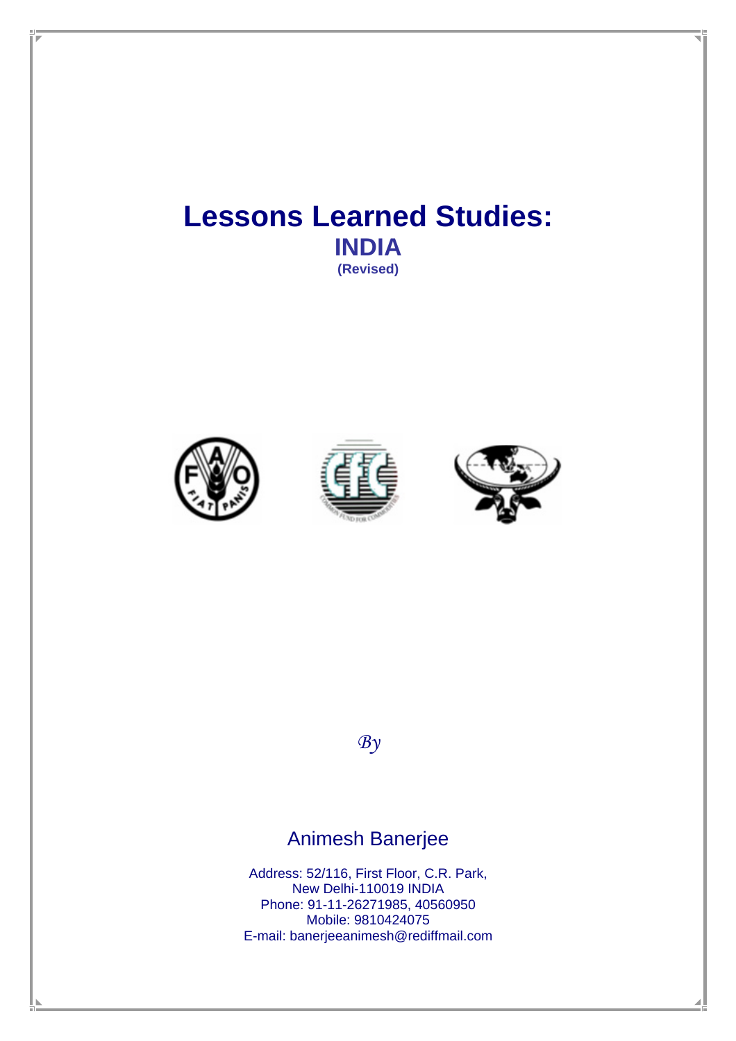# Lessons Learned Studies:

## INDIA

**(Revised)**

*By*

Animesh Banerjee

Address: 52/116, First Floor, C.R. Park,
New Delhi-110019 INDIA
Phone: 91-11-26271985, 40560950
Mobile: 9810424075
E-mail: banerjeeanimesh@rediffmail.com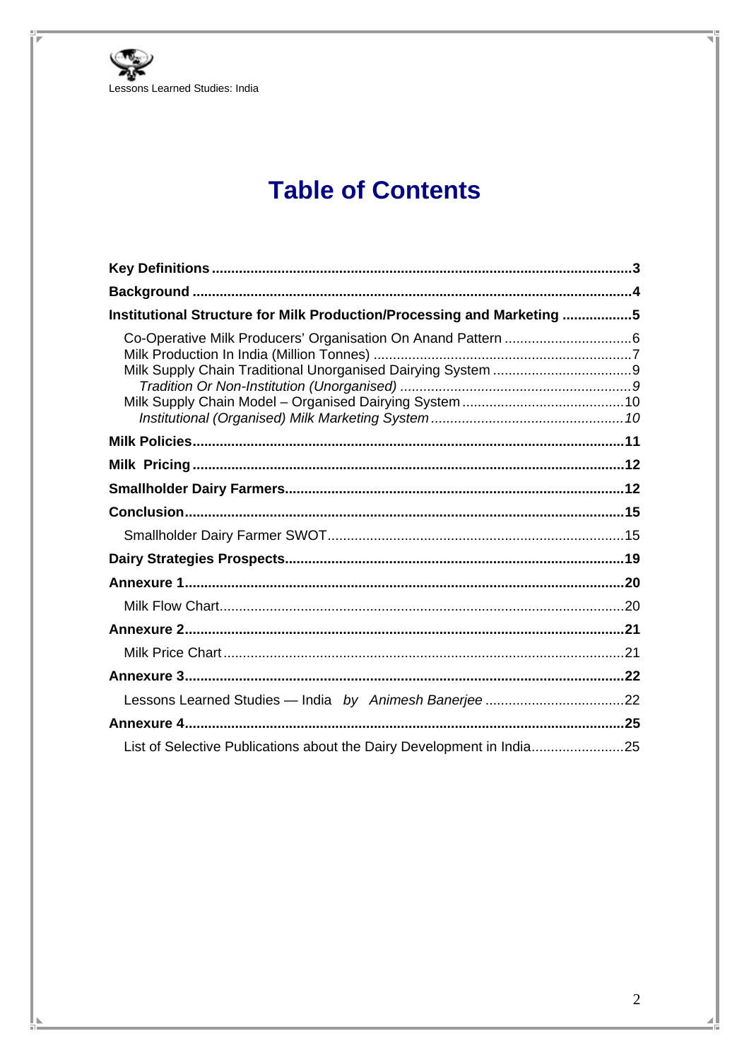# Table of Contents

**Key Definitions** .......... **3**

**Background** .......... **4**

**Institutional Structure for Milk Production/Processing and Marketing** .......... **5**

- Co-Operative Milk Producers' Organisation On Anand Pattern .......... 6
- Milk Production In India (Million Tonnes) .......... 7
- Milk Supply Chain Traditional Unorganised Dairying System .......... 9
  - *Tradition Or Non-Institution (Unorganised)* .......... *9*
- Milk Supply Chain Model – Organised Dairying System .......... 10
  - *Institutional (Organised) Milk Marketing System* .......... *10*

**Milk Policies** .......... **11**

**Milk Pricing** .......... **12**

**Smallholder Dairy Farmers** .......... **12**

**Conclusion** .......... **15**

- Smallholder Dairy Farmer SWOT .......... 15

**Dairy Strategies Prospects** .......... **19**

**Annexure 1** .......... **20**

- Milk Flow Chart .......... 20

**Annexure 2** .......... **21**

- Milk Price Chart .......... 21

**Annexure 3** .......... **22**

- Lessons Learned Studies — India *by Animesh Banerjee* .......... 22

**Annexure 4** .......... **25**

- List of Selective Publications about the Dairy Development in India .......... 25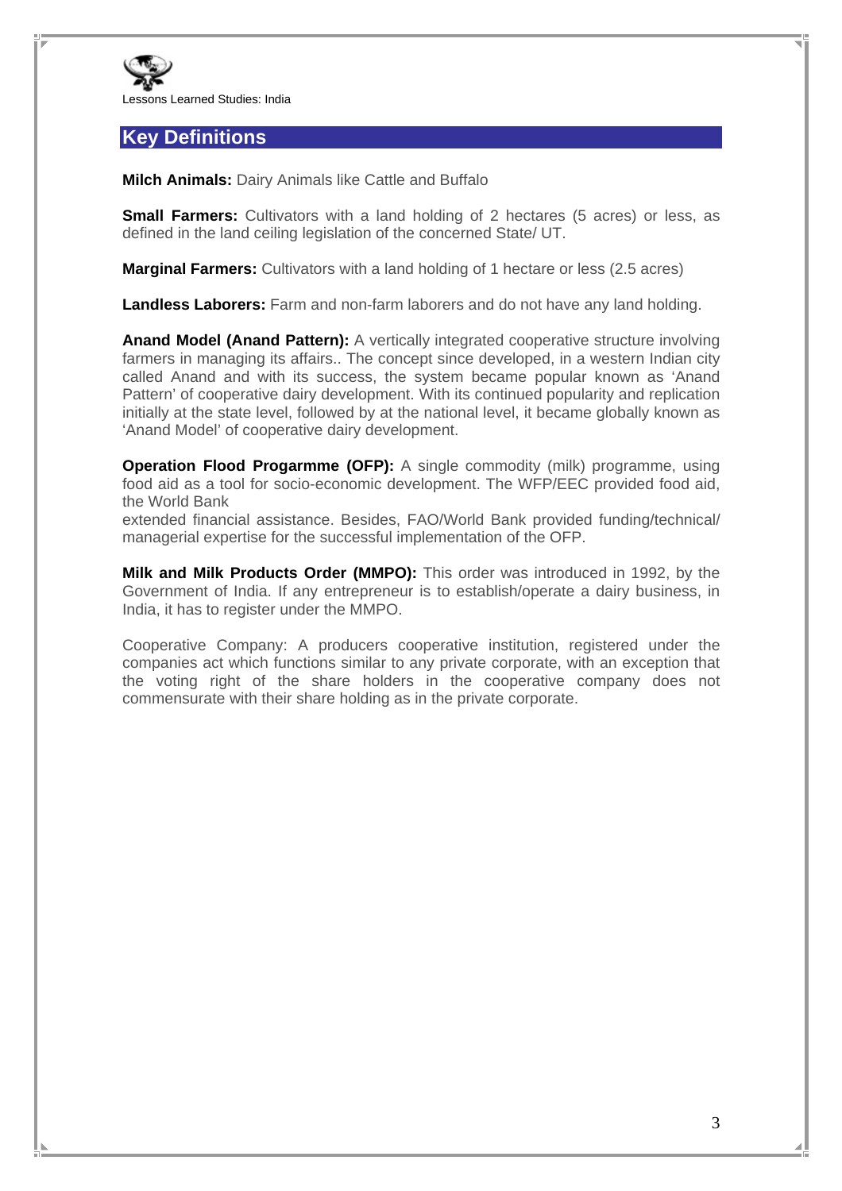## Key Definitions

**Milch Animals:** Dairy Animals like Cattle and Buffalo

**Small Farmers:** Cultivators with a land holding of 2 hectares (5 acres) or less, as defined in the land ceiling legislation of the concerned State/ UT.

**Marginal Farmers:** Cultivators with a land holding of 1 hectare or less (2.5 acres)

**Landless Laborers:** Farm and non-farm laborers and do not have any land holding.

**Anand Model (Anand Pattern):** A vertically integrated cooperative structure involving farmers in managing its affairs.. The concept since developed, in a western Indian city called Anand and with its success, the system became popular known as 'Anand Pattern' of cooperative dairy development. With its continued popularity and replication initially at the state level, followed by at the national level, it became globally known as 'Anand Model' of cooperative dairy development.

**Operation Flood Progarmme (OFP):** A single commodity (milk) programme, using food aid as a tool for socio-economic development. The WFP/EEC provided food aid, the World Bank
extended financial assistance. Besides, FAO/World Bank provided funding/technical/ managerial expertise for the successful implementation of the OFP.

**Milk and Milk Products Order (MMPO):** This order was introduced in 1992, by the Government of India. If any entrepreneur is to establish/operate a dairy business, in India, it has to register under the MMPO.

Cooperative Company: A producers cooperative institution, registered under the companies act which functions similar to any private corporate, with an exception that the voting right of the share holders in the cooperative company does not commensurate with their share holding as in the private corporate.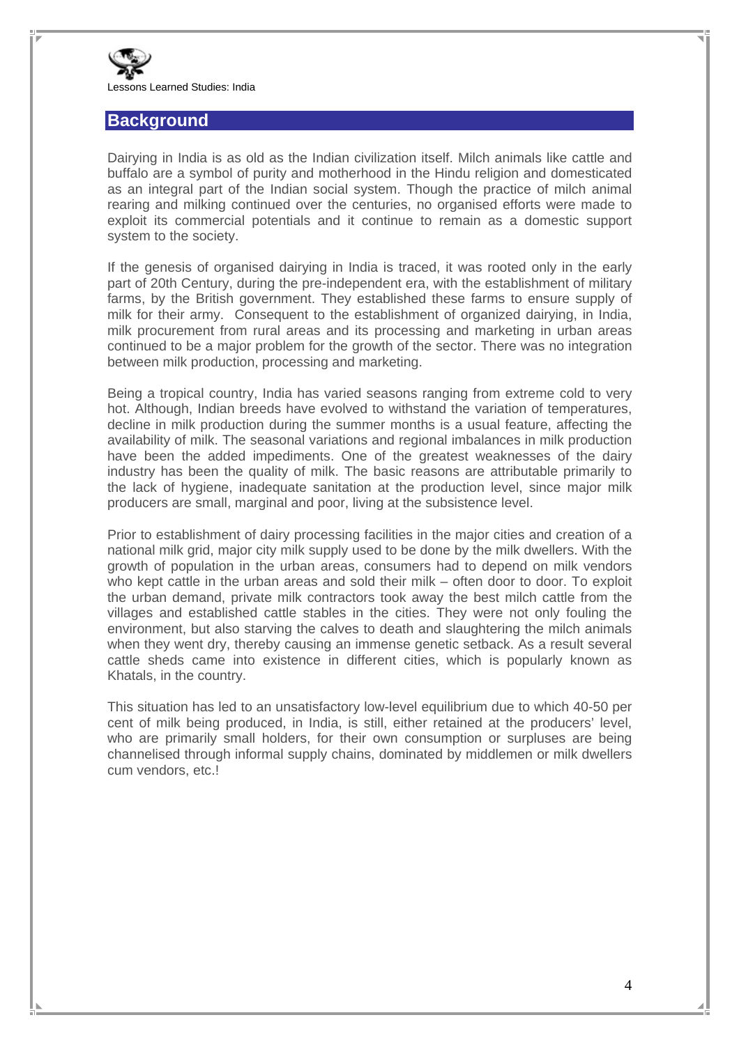## Background

Dairying in India is as old as the Indian civilization itself. Milch animals like cattle and buffalo are a symbol of purity and motherhood in the Hindu religion and domesticated as an integral part of the Indian social system. Though the practice of milch animal rearing and milking continued over the centuries, no organised efforts were made to exploit its commercial potentials and it continue to remain as a domestic support system to the society.

If the genesis of organised dairying in India is traced, it was rooted only in the early part of 20th Century, during the pre-independent era, with the establishment of military farms, by the British government. They established these farms to ensure supply of milk for their army. Consequent to the establishment of organized dairying, in India, milk procurement from rural areas and its processing and marketing in urban areas continued to be a major problem for the growth of the sector. There was no integration between milk production, processing and marketing.

Being a tropical country, India has varied seasons ranging from extreme cold to very hot. Although, Indian breeds have evolved to withstand the variation of temperatures, decline in milk production during the summer months is a usual feature, affecting the availability of milk. The seasonal variations and regional imbalances in milk production have been the added impediments. One of the greatest weaknesses of the dairy industry has been the quality of milk. The basic reasons are attributable primarily to the lack of hygiene, inadequate sanitation at the production level, since major milk producers are small, marginal and poor, living at the subsistence level.

Prior to establishment of dairy processing facilities in the major cities and creation of a national milk grid, major city milk supply used to be done by the milk dwellers. With the growth of population in the urban areas, consumers had to depend on milk vendors who kept cattle in the urban areas and sold their milk – often door to door. To exploit the urban demand, private milk contractors took away the best milch cattle from the villages and established cattle stables in the cities. They were not only fouling the environment, but also starving the calves to death and slaughtering the milch animals when they went dry, thereby causing an immense genetic setback. As a result several cattle sheds came into existence in different cities, which is popularly known as Khatals, in the country.

This situation has led to an unsatisfactory low-level equilibrium due to which 40-50 per cent of milk being produced, in India, is still, either retained at the producers' level, who are primarily small holders, for their own consumption or surpluses are being channelised through informal supply chains, dominated by middlemen or milk dwellers cum vendors, etc.!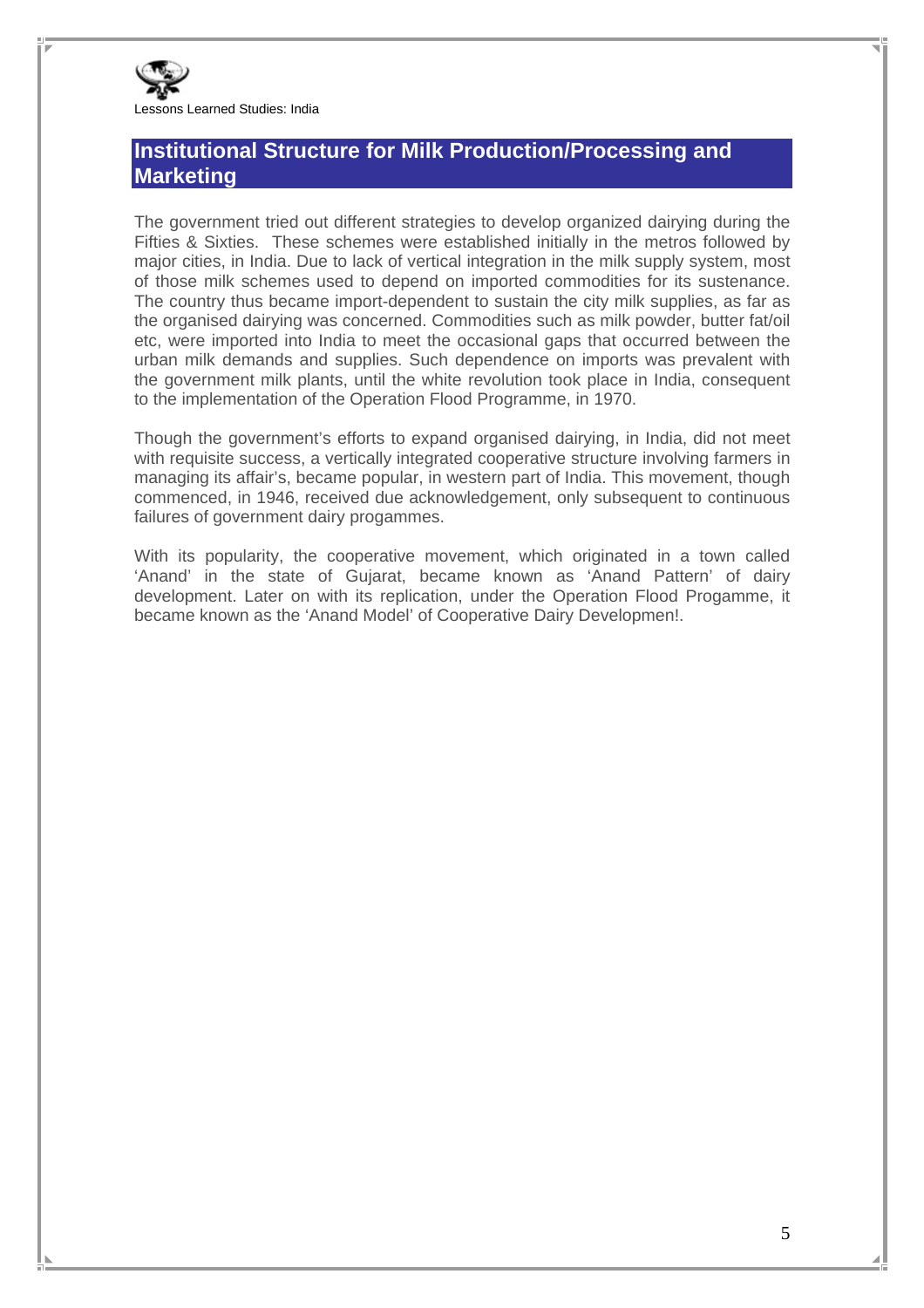## Institutional Structure for Milk Production/Processing and Marketing

The government tried out different strategies to develop organized dairying during the Fifties & Sixties. These schemes were established initially in the metros followed by major cities, in India. Due to lack of vertical integration in the milk supply system, most of those milk schemes used to depend on imported commodities for its sustenance. The country thus became import-dependent to sustain the city milk supplies, as far as the organised dairying was concerned. Commodities such as milk powder, butter fat/oil etc, were imported into India to meet the occasional gaps that occurred between the urban milk demands and supplies. Such dependence on imports was prevalent with the government milk plants, until the white revolution took place in India, consequent to the implementation of the Operation Flood Programme, in 1970.

Though the government's efforts to expand organised dairying, in India, did not meet with requisite success, a vertically integrated cooperative structure involving farmers in managing its affair's, became popular, in western part of India. This movement, though commenced, in 1946, received due acknowledgement, only subsequent to continuous failures of government dairy progammes.

With its popularity, the cooperative movement, which originated in a town called 'Anand' in the state of Gujarat, became known as 'Anand Pattern' of dairy development. Later on with its replication, under the Operation Flood Progamme, it became known as the 'Anand Model' of Cooperative Dairy Developmen!.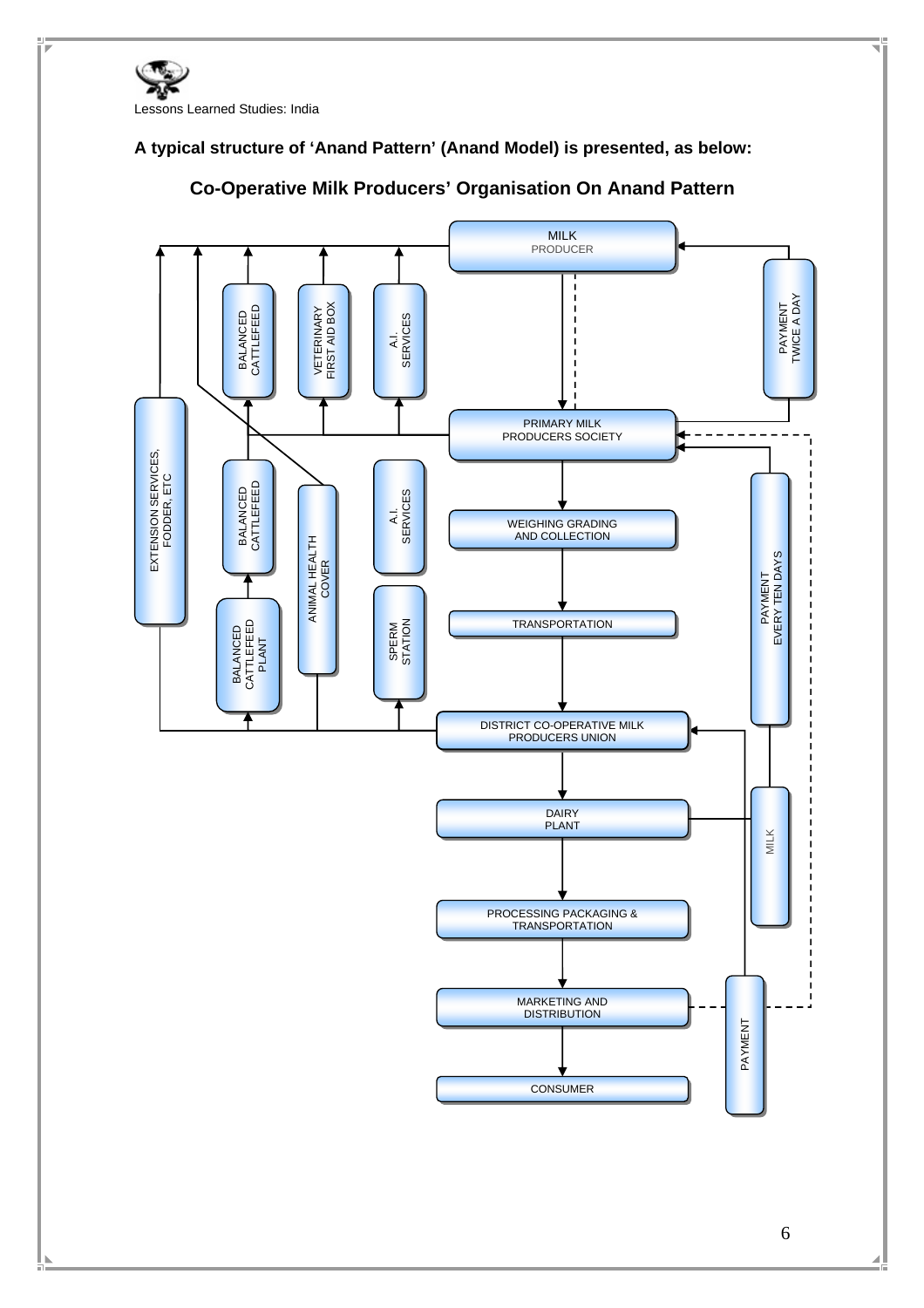**A typical structure of 'Anand Pattern' (Anand Model) is presented, as below:**

## Co-Operative Milk Producers' Organisation On Anand Pattern

MILK PRODUCER

BALANCED CATTLEFEED

VETERINARY FIRST AID BOX

A.I. SERVICES

PAYMENT TWICE A DAY

EXTENSION SERVICES, FODDER, ETC

PRIMARY MILK PRODUCERS SOCIETY

BALANCED CATTLEFEED

ANIMAL HEALTH COVER

A.I. SERVICES

WEIGHING GRADING AND COLLECTION

PAYMENT EVERY TEN DAYS

TRANSPORTATION

BALANCED CATTLEFEED PLANT

SPERM STATION

DISTRICT CO-OPERATIVE MILK PRODUCERS UNION

DAIRY PLANT

MILK

PROCESSING PACKAGING & TRANSPORTATION

MARKETING AND DISTRIBUTION

PAYMENT

CONSUMER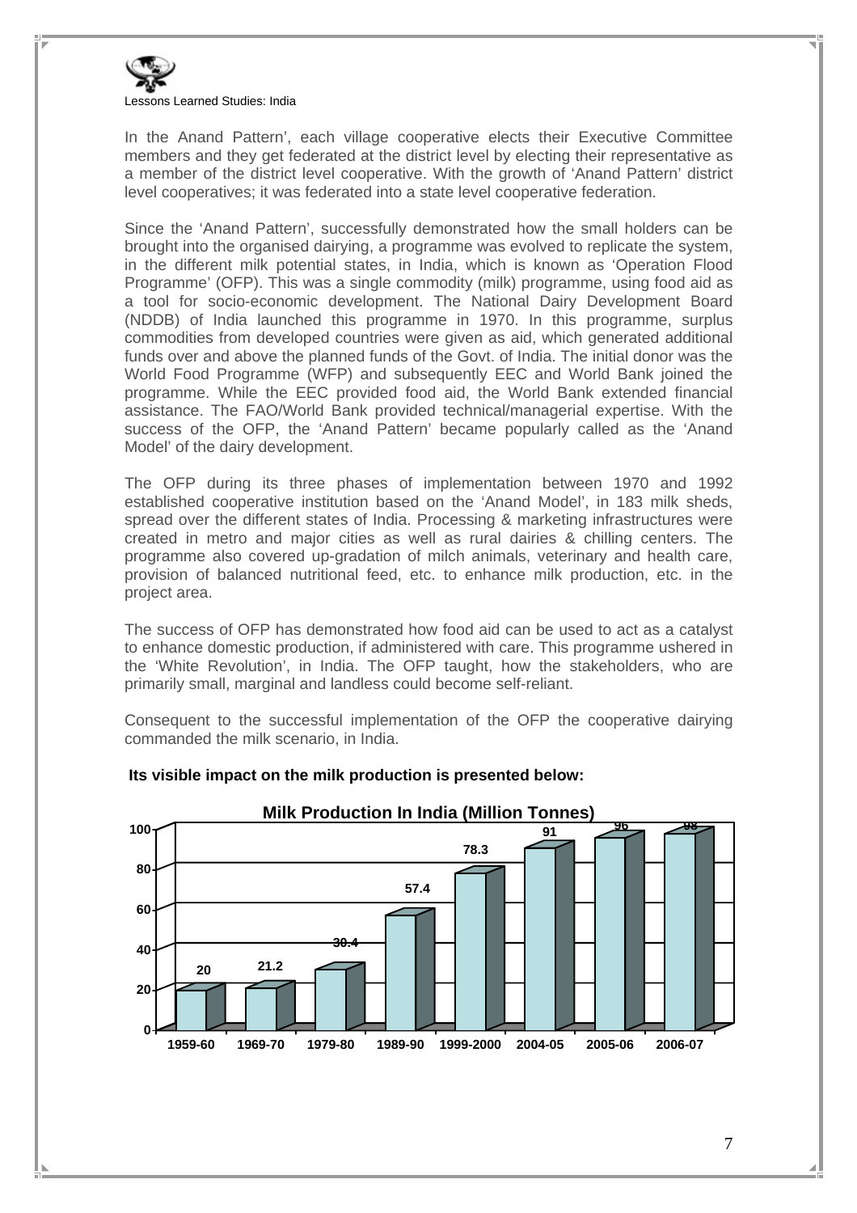In the Anand Pattern', each village cooperative elects their Executive Committee members and they get federated at the district level by electing their representative as a member of the district level cooperative. With the growth of 'Anand Pattern' district level cooperatives; it was federated into a state level cooperative federation.

Since the 'Anand Pattern', successfully demonstrated how the small holders can be brought into the organised dairying, a programme was evolved to replicate the system, in the different milk potential states, in India, which is known as 'Operation Flood Programme' (OFP). This was a single commodity (milk) programme, using food aid as a tool for socio-economic development. The National Dairy Development Board (NDDB) of India launched this programme in 1970. In this programme, surplus commodities from developed countries were given as aid, which generated additional funds over and above the planned funds of the Govt. of India. The initial donor was the World Food Programme (WFP) and subsequently EEC and World Bank joined the programme. While the EEC provided food aid, the World Bank extended financial assistance. The FAO/World Bank provided technical/managerial expertise. With the success of the OFP, the 'Anand Pattern' became popularly called as the 'Anand Model' of the dairy development.

The OFP during its three phases of implementation between 1970 and 1992 established cooperative institution based on the 'Anand Model', in 183 milk sheds, spread over the different states of India. Processing & marketing infrastructures were created in metro and major cities as well as rural dairies & chilling centers. The programme also covered up-gradation of milch animals, veterinary and health care, provision of balanced nutritional feed, etc. to enhance milk production, etc. in the project area.

The success of OFP has demonstrated how food aid can be used to act as a catalyst to enhance domestic production, if administered with care. This programme ushered in the 'White Revolution', in India. The OFP taught, how the stakeholders, who are primarily small, marginal and landless could become self-reliant.

Consequent to the successful implementation of the OFP the cooperative dairying commanded the milk scenario, in India.

**Its visible impact on the milk production is presented below:**

**Milk Production In India (Million Tonnes)**

| Year | Milk Production (Million Tonnes) |
|---|---|
| 1959-60 | 20 |
| 1969-70 | 21.2 |
| 1979-80 | 30.4 |
| 1989-90 | 57.4 |
| 1999-2000 | 78.3 |
| 2004-05 | 91 |
| 2005-06 | 96 |
| 2006-07 | 98 |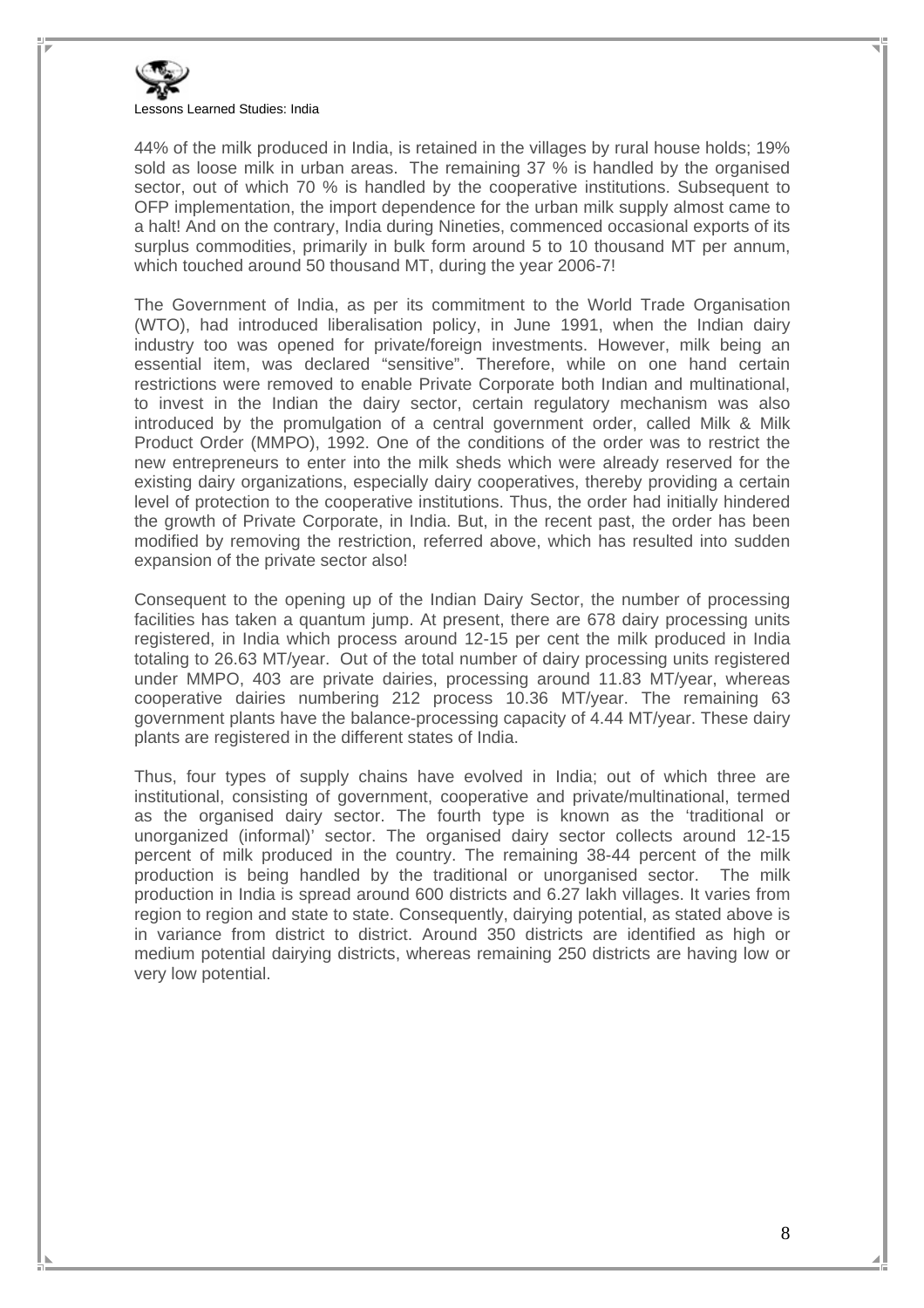44% of the milk produced in India, is retained in the villages by rural house holds; 19% sold as loose milk in urban areas. The remaining 37 % is handled by the organised sector, out of which 70 % is handled by the cooperative institutions. Subsequent to OFP implementation, the import dependence for the urban milk supply almost came to a halt! And on the contrary, India during Nineties, commenced occasional exports of its surplus commodities, primarily in bulk form around 5 to 10 thousand MT per annum, which touched around 50 thousand MT, during the year 2006-7!

The Government of India, as per its commitment to the World Trade Organisation (WTO), had introduced liberalisation policy, in June 1991, when the Indian dairy industry too was opened for private/foreign investments. However, milk being an essential item, was declared "sensitive". Therefore, while on one hand certain restrictions were removed to enable Private Corporate both Indian and multinational, to invest in the Indian the dairy sector, certain regulatory mechanism was also introduced by the promulgation of a central government order, called Milk & Milk Product Order (MMPO), 1992. One of the conditions of the order was to restrict the new entrepreneurs to enter into the milk sheds which were already reserved for the existing dairy organizations, especially dairy cooperatives, thereby providing a certain level of protection to the cooperative institutions. Thus, the order had initially hindered the growth of Private Corporate, in India. But, in the recent past, the order has been modified by removing the restriction, referred above, which has resulted into sudden expansion of the private sector also!

Consequent to the opening up of the Indian Dairy Sector, the number of processing facilities has taken a quantum jump. At present, there are 678 dairy processing units registered, in India which process around 12-15 per cent the milk produced in India totaling to 26.63 MT/year. Out of the total number of dairy processing units registered under MMPO, 403 are private dairies, processing around 11.83 MT/year, whereas cooperative dairies numbering 212 process 10.36 MT/year. The remaining 63 government plants have the balance-processing capacity of 4.44 MT/year. These dairy plants are registered in the different states of India.

Thus, four types of supply chains have evolved in India; out of which three are institutional, consisting of government, cooperative and private/multinational, termed as the organised dairy sector. The fourth type is known as the 'traditional or unorganized (informal)' sector. The organised dairy sector collects around 12-15 percent of milk produced in the country. The remaining 38-44 percent of the milk production is being handled by the traditional or unorganised sector. The milk production in India is spread around 600 districts and 6.27 lakh villages. It varies from region to region and state to state. Consequently, dairying potential, as stated above is in variance from district to district. Around 350 districts are identified as high or medium potential dairying districts, whereas remaining 250 districts are having low or very low potential.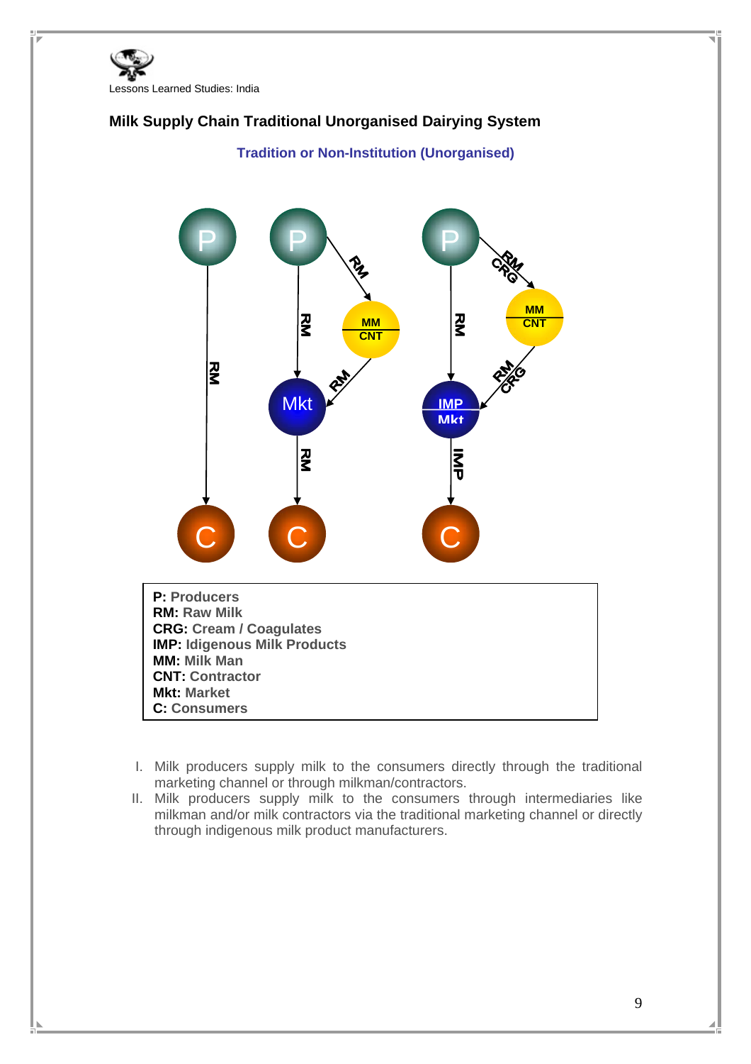## Milk Supply Chain Traditional Unorganised Dairying System

**Tradition or Non-Institution (Unorganised)**

**P:** Producers
**RM:** Raw Milk
**CRG:** Cream / Coagulates
**IMP:** Idigenous Milk Products
**MM:** Milk Man
**CNT:** Contractor
**Mkt:** Market
**C:** Consumers

I. Milk producers supply milk to the consumers directly through the traditional marketing channel or through milkman/contractors.
II. Milk producers supply milk to the consumers through intermediaries like milkman and/or milk contractors via the traditional marketing channel or directly through indigenous milk product manufacturers.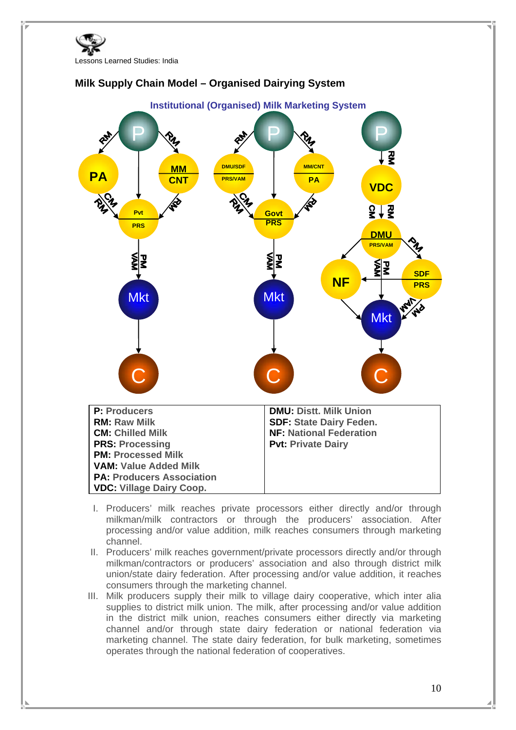## Milk Supply Chain Model – Organised Dairying System

Institutional (Organised) Milk Marketing System

| P: Producers | DMU: Distt. Milk Union |
|---|---|
| RM: Raw Milk | SDF: State Dairy Feden. |
| CM: Chilled Milk | NF: National Federation |
| PRS: Processing | Pvt: Private Dairy |
| PM: Processed Milk | |
| VAM: Value Added Milk | |
| PA: Producers Association | |
| VDC: Village Dairy Coop. | |

I. Producers' milk reaches private processors either directly and/or through milkman/milk contractors or through the producers' association. After processing and/or value addition, milk reaches consumers through marketing channel.

II. Producers' milk reaches government/private processors directly and/or through milkman/contractors or producers' association and also through district milk union/state dairy federation. After processing and/or value addition, it reaches consumers through the marketing channel.

III. Milk producers supply their milk to village dairy cooperative, which inter alia supplies to district milk union. The milk, after processing and/or value addition in the district milk union, reaches consumers either directly via marketing channel and/or through state dairy federation or national federation via marketing channel. The state dairy federation, for bulk marketing, sometimes operates through the national federation of cooperatives.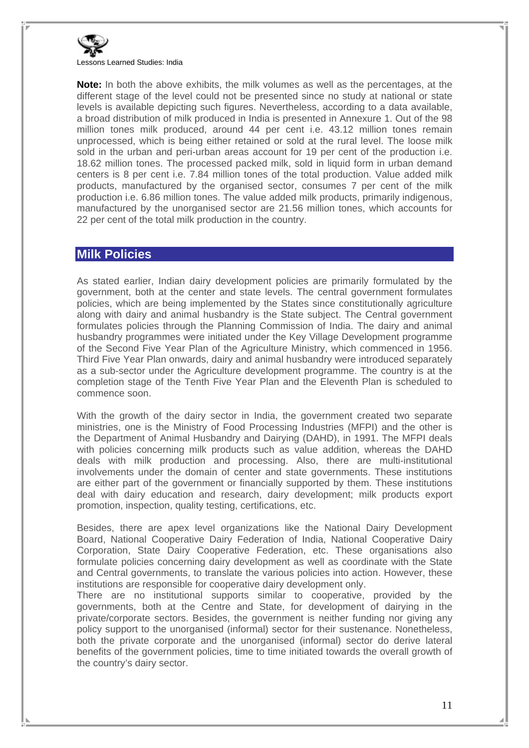**Note:** In both the above exhibits, the milk volumes as well as the percentages, at the different stage of the level could not be presented since no study at national or state levels is available depicting such figures. Nevertheless, according to a data available, a broad distribution of milk produced in India is presented in Annexure 1. Out of the 98 million tones milk produced, around 44 per cent i.e. 43.12 million tones remain unprocessed, which is being either retained or sold at the rural level. The loose milk sold in the urban and peri-urban areas account for 19 per cent of the production i.e. 18.62 million tones. The processed packed milk, sold in liquid form in urban demand centers is 8 per cent i.e. 7.84 million tones of the total production. Value added milk products, manufactured by the organised sector, consumes 7 per cent of the milk production i.e. 6.86 million tones. The value added milk products, primarily indigenous, manufactured by the unorganised sector are 21.56 million tones, which accounts for 22 per cent of the total milk production in the country.

## Milk Policies

As stated earlier, Indian dairy development policies are primarily formulated by the government, both at the center and state levels. The central government formulates policies, which are being implemented by the States since constitutionally agriculture along with dairy and animal husbandry is the State subject. The Central government formulates policies through the Planning Commission of India. The dairy and animal husbandry programmes were initiated under the Key Village Development programme of the Second Five Year Plan of the Agriculture Ministry, which commenced in 1956. Third Five Year Plan onwards, dairy and animal husbandry were introduced separately as a sub-sector under the Agriculture development programme. The country is at the completion stage of the Tenth Five Year Plan and the Eleventh Plan is scheduled to commence soon.

With the growth of the dairy sector in India, the government created two separate ministries, one is the Ministry of Food Processing Industries (MFPI) and the other is the Department of Animal Husbandry and Dairying (DAHD), in 1991. The MFPI deals with policies concerning milk products such as value addition, whereas the DAHD deals with milk production and processing. Also, there are multi-institutional involvements under the domain of center and state governments. These institutions are either part of the government or financially supported by them. These institutions deal with dairy education and research, dairy development; milk products export promotion, inspection, quality testing, certifications, etc.

Besides, there are apex level organizations like the National Dairy Development Board, National Cooperative Dairy Federation of India, National Cooperative Dairy Corporation, State Dairy Cooperative Federation, etc. These organisations also formulate policies concerning dairy development as well as coordinate with the State and Central governments, to translate the various policies into action. However, these institutions are responsible for cooperative dairy development only.

There are no institutional supports similar to cooperative, provided by the governments, both at the Centre and State, for development of dairying in the private/corporate sectors. Besides, the government is neither funding nor giving any policy support to the unorganised (informal) sector for their sustenance. Nonetheless, both the private corporate and the unorganised (informal) sector do derive lateral benefits of the government policies, time to time initiated towards the overall growth of the country's dairy sector.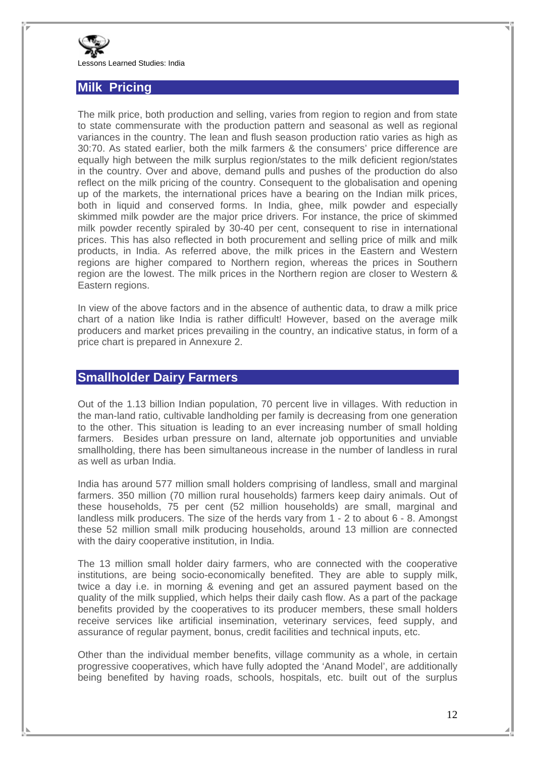## Milk Pricing

The milk price, both production and selling, varies from region to region and from state to state commensurate with the production pattern and seasonal as well as regional variances in the country. The lean and flush season production ratio varies as high as 30:70. As stated earlier, both the milk farmers & the consumers' price difference are equally high between the milk surplus region/states to the milk deficient region/states in the country. Over and above, demand pulls and pushes of the production do also reflect on the milk pricing of the country. Consequent to the globalisation and opening up of the markets, the international prices have a bearing on the Indian milk prices, both in liquid and conserved forms. In India, ghee, milk powder and especially skimmed milk powder are the major price drivers. For instance, the price of skimmed milk powder recently spiraled by 30-40 per cent, consequent to rise in international prices. This has also reflected in both procurement and selling price of milk and milk products, in India. As referred above, the milk prices in the Eastern and Western regions are higher compared to Northern region, whereas the prices in Southern region are the lowest. The milk prices in the Northern region are closer to Western & Eastern regions.

In view of the above factors and in the absence of authentic data, to draw a milk price chart of a nation like India is rather difficult! However, based on the average milk producers and market prices prevailing in the country, an indicative status, in form of a price chart is prepared in Annexure 2.

## Smallholder Dairy Farmers

Out of the 1.13 billion Indian population, 70 percent live in villages. With reduction in the man-land ratio, cultivable landholding per family is decreasing from one generation to the other. This situation is leading to an ever increasing number of small holding farmers. Besides urban pressure on land, alternate job opportunities and unviable smallholding, there has been simultaneous increase in the number of landless in rural as well as urban India.

India has around 577 million small holders comprising of landless, small and marginal farmers. 350 million (70 million rural households) farmers keep dairy animals. Out of these households, 75 per cent (52 million households) are small, marginal and landless milk producers. The size of the herds vary from 1 - 2 to about 6 - 8. Amongst these 52 million small milk producing households, around 13 million are connected with the dairy cooperative institution, in India.

The 13 million small holder dairy farmers, who are connected with the cooperative institutions, are being socio-economically benefited. They are able to supply milk, twice a day i.e. in morning & evening and get an assured payment based on the quality of the milk supplied, which helps their daily cash flow. As a part of the package benefits provided by the cooperatives to its producer members, these small holders receive services like artificial insemination, veterinary services, feed supply, and assurance of regular payment, bonus, credit facilities and technical inputs, etc.

Other than the individual member benefits, village community as a whole, in certain progressive cooperatives, which have fully adopted the 'Anand Model', are additionally being benefited by having roads, schools, hospitals, etc. built out of the surplus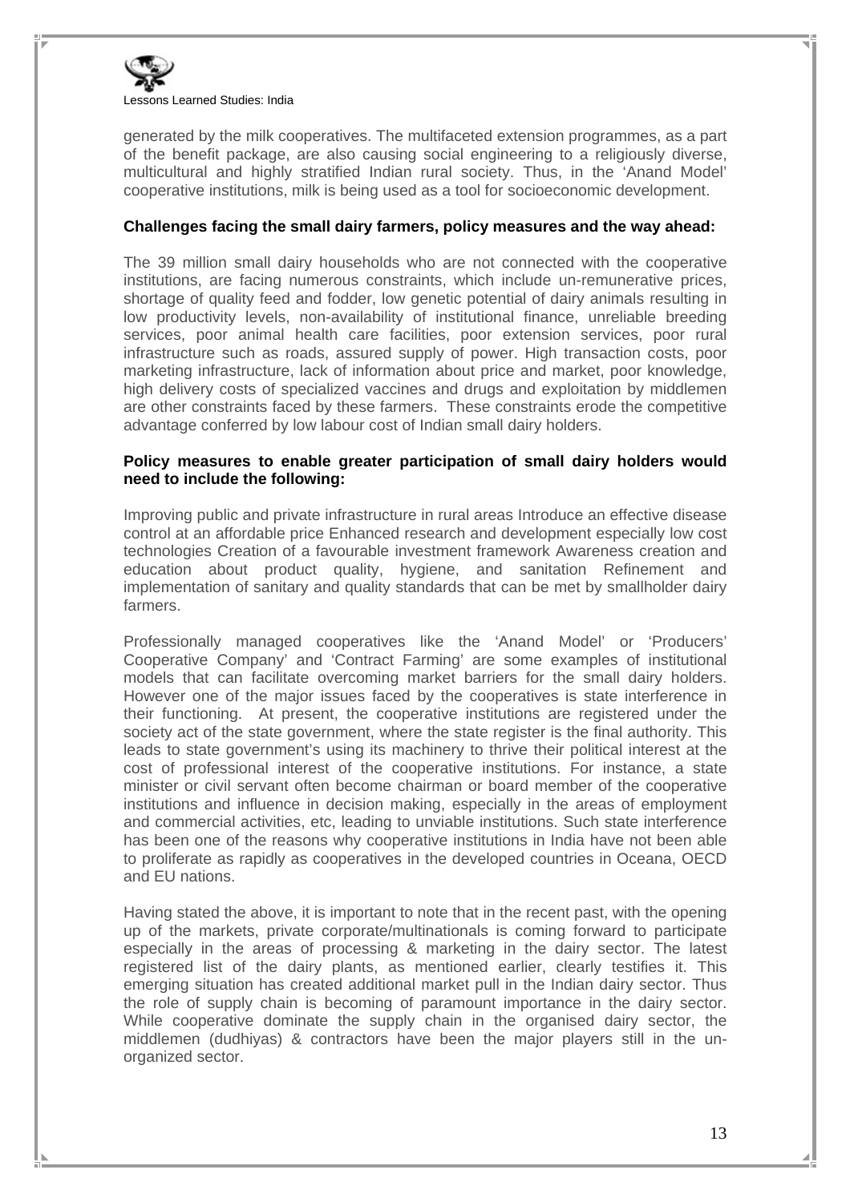generated by the milk cooperatives. The multifaceted extension programmes, as a part of the benefit package, are also causing social engineering to a religiously diverse, multicultural and highly stratified Indian rural society. Thus, in the 'Anand Model' cooperative institutions, milk is being used as a tool for socioeconomic development.

**Challenges facing the small dairy farmers, policy measures and the way ahead:**

The 39 million small dairy households who are not connected with the cooperative institutions, are facing numerous constraints, which include un-remunerative prices, shortage of quality feed and fodder, low genetic potential of dairy animals resulting in low productivity levels, non-availability of institutional finance, unreliable breeding services, poor animal health care facilities, poor extension services, poor rural infrastructure such as roads, assured supply of power. High transaction costs, poor marketing infrastructure, lack of information about price and market, poor knowledge, high delivery costs of specialized vaccines and drugs and exploitation by middlemen are other constraints faced by these farmers. These constraints erode the competitive advantage conferred by low labour cost of Indian small dairy holders.

**Policy measures to enable greater participation of small dairy holders would need to include the following:**

Improving public and private infrastructure in rural areas Introduce an effective disease control at an affordable price Enhanced research and development especially low cost technologies Creation of a favourable investment framework Awareness creation and education about product quality, hygiene, and sanitation Refinement and implementation of sanitary and quality standards that can be met by smallholder dairy farmers.

Professionally managed cooperatives like the 'Anand Model' or 'Producers' Cooperative Company' and 'Contract Farming' are some examples of institutional models that can facilitate overcoming market barriers for the small dairy holders. However one of the major issues faced by the cooperatives is state interference in their functioning. At present, the cooperative institutions are registered under the society act of the state government, where the state register is the final authority. This leads to state government's using its machinery to thrive their political interest at the cost of professional interest of the cooperative institutions. For instance, a state minister or civil servant often become chairman or board member of the cooperative institutions and influence in decision making, especially in the areas of employment and commercial activities, etc, leading to unviable institutions. Such state interference has been one of the reasons why cooperative institutions in India have not been able to proliferate as rapidly as cooperatives in the developed countries in Oceana, OECD and EU nations.

Having stated the above, it is important to note that in the recent past, with the opening up of the markets, private corporate/multinationals is coming forward to participate especially in the areas of processing & marketing in the dairy sector. The latest registered list of the dairy plants, as mentioned earlier, clearly testifies it. This emerging situation has created additional market pull in the Indian dairy sector. Thus the role of supply chain is becoming of paramount importance in the dairy sector. While cooperative dominate the supply chain in the organised dairy sector, the middlemen (dudhiyas) & contractors have been the major players still in the un-organized sector.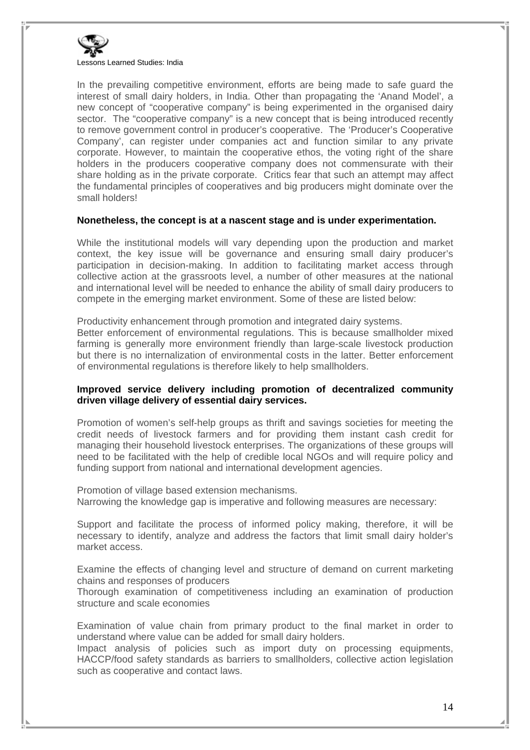In the prevailing competitive environment, efforts are being made to safe guard the interest of small dairy holders, in India. Other than propagating the 'Anand Model', a new concept of "cooperative company" is being experimented in the organised dairy sector. The "cooperative company" is a new concept that is being introduced recently to remove government control in producer's cooperative. The 'Producer's Cooperative Company', can register under companies act and function similar to any private corporate. However, to maintain the cooperative ethos, the voting right of the share holders in the producers cooperative company does not commensurate with their share holding as in the private corporate. Critics fear that such an attempt may affect the fundamental principles of cooperatives and big producers might dominate over the small holders!

**Nonetheless, the concept is at a nascent stage and is under experimentation.**

While the institutional models will vary depending upon the production and market context, the key issue will be governance and ensuring small dairy producer's participation in decision-making. In addition to facilitating market access through collective action at the grassroots level, a number of other measures at the national and international level will be needed to enhance the ability of small dairy producers to compete in the emerging market environment. Some of these are listed below:

Productivity enhancement through promotion and integrated dairy systems.
Better enforcement of environmental regulations. This is because smallholder mixed farming is generally more environment friendly than large-scale livestock production but there is no internalization of environmental costs in the latter. Better enforcement of environmental regulations is therefore likely to help smallholders.

**Improved service delivery including promotion of decentralized community driven village delivery of essential dairy services.**

Promotion of women's self-help groups as thrift and savings societies for meeting the credit needs of livestock farmers and for providing them instant cash credit for managing their household livestock enterprises. The organizations of these groups will need to be facilitated with the help of credible local NGOs and will require policy and funding support from national and international development agencies.

Promotion of village based extension mechanisms.
Narrowing the knowledge gap is imperative and following measures are necessary:

Support and facilitate the process of informed policy making, therefore, it will be necessary to identify, analyze and address the factors that limit small dairy holder's market access.

Examine the effects of changing level and structure of demand on current marketing chains and responses of producers
Thorough examination of competitiveness including an examination of production structure and scale economies

Examination of value chain from primary product to the final market in order to understand where value can be added for small dairy holders.
Impact analysis of policies such as import duty on processing equipments, HACCP/food safety standards as barriers to smallholders, collective action legislation such as cooperative and contact laws.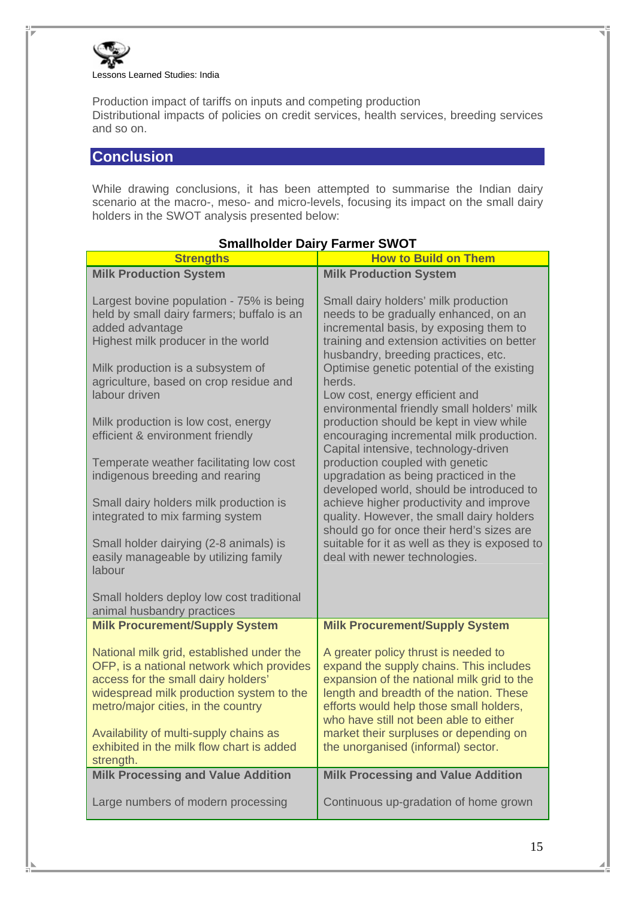Production impact of tariffs on inputs and competing production
Distributional impacts of policies on credit services, health services, breeding services and so on.

## Conclusion

While drawing conclusions, it has been attempted to summarise the Indian dairy scenario at the macro-, meso- and micro-levels, focusing its impact on the small dairy holders in the SWOT analysis presented below:

**Smallholder Dairy Farmer SWOT**

| Strengths | How to Build on Them |
|---|---|
| **Milk Production System**<br><br>Largest bovine population - 75% is being held by small dairy farmers; buffalo is an added advantage<br>Highest milk producer in the world<br><br>Milk production is a subsystem of agriculture, based on crop residue and labour driven<br><br>Milk production is low cost, energy efficient & environment friendly<br><br>Temperate weather facilitating low cost indigenous breeding and rearing<br><br>Small dairy holders milk production is integrated to mix farming system<br><br>Small holder dairying (2-8 animals) is easily manageable by utilizing family labour<br><br>Small holders deploy low cost traditional animal husbandry practices | **Milk Production System**<br><br>Small dairy holders' milk production needs to be gradually enhanced, on an incremental basis, by exposing them to training and extension activities on better husbandry, breeding practices, etc.<br>Optimise genetic potential of the existing herds.<br>Low cost, energy efficient and environmental friendly small holders' milk production should be kept in view while encouraging incremental milk production.<br>Capital intensive, technology-driven production coupled with genetic upgradation as being practiced in the developed world, should be introduced to achieve higher productivity and improve quality. However, the small dairy holders should go for once their herd's sizes are suitable for it as well as they is exposed to deal with newer technologies. |
| **Milk Procurement/Supply System**<br><br>National milk grid, established under the OFP, is a national network which provides access for the small dairy holders' widespread milk production system to the metro/major cities, in the country<br><br>Availability of multi-supply chains as exhibited in the milk flow chart is added strength. | **Milk Procurement/Supply System**<br><br>A greater policy thrust is needed to expand the supply chains. This includes expansion of the national milk grid to the length and breadth of the nation. These efforts would help those small holders, who have still not been able to either market their surpluses or depending on the unorganised (informal) sector. |
| **Milk Processing and Value Addition**<br><br>Large numbers of modern processing | **Milk Processing and Value Addition**<br><br>Continuous up-gradation of home grown |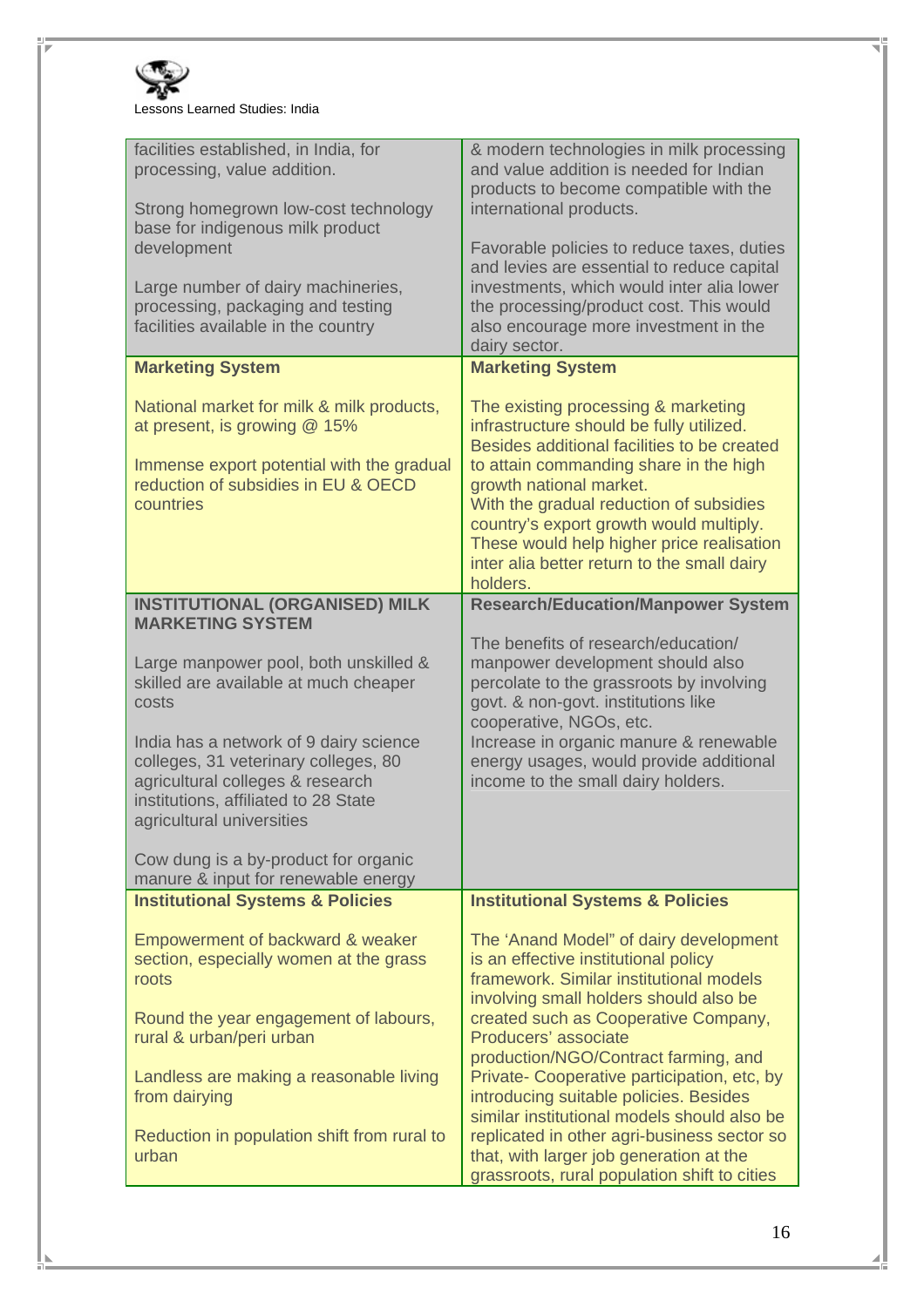| | |
|---|---|
| facilities established, in India, for processing, value addition.<br><br>Strong homegrown low-cost technology base for indigenous milk product development<br><br>Large number of dairy machineries, processing, packaging and testing facilities available in the country | & modern technologies in milk processing and value addition is needed for Indian products to become compatible with the international products.<br><br>Favorable policies to reduce taxes, duties and levies are essential to reduce capital investments, which would inter alia lower the processing/product cost. This would also encourage more investment in the dairy sector. |
| **Marketing System**<br><br>National market for milk & milk products, at present, is growing @ 15%<br><br>Immense export potential with the gradual reduction of subsidies in EU & OECD countries | **Marketing System**<br><br>The existing processing & marketing infrastructure should be fully utilized. Besides additional facilities to be created to attain commanding share in the high growth national market.<br>With the gradual reduction of subsidies country's export growth would multiply. These would help higher price realisation inter alia better return to the small dairy holders. |
| **INSTITUTIONAL (ORGANISED) MILK MARKETING SYSTEM**<br><br>Large manpower pool, both unskilled & skilled are available at much cheaper costs<br><br>India has a network of 9 dairy science colleges, 31 veterinary colleges, 80 agricultural colleges & research institutions, affiliated to 28 State agricultural universities<br><br>Cow dung is a by-product for organic manure & input for renewable energy | **Research/Education/Manpower System**<br><br>The benefits of research/education/ manpower development should also percolate to the grassroots by involving govt. & non-govt. institutions like cooperative, NGOs, etc.<br>Increase in organic manure & renewable energy usages, would provide additional income to the small dairy holders. |
| **Institutional Systems & Policies**<br><br>Empowerment of backward & weaker section, especially women at the grass roots<br><br>Round the year engagement of labours, rural & urban/peri urban<br><br>Landless are making a reasonable living from dairying<br><br>Reduction in population shift from rural to urban | **Institutional Systems & Policies**<br><br>The 'Anand Model" of dairy development is an effective institutional policy framework. Similar institutional models involving small holders should also be created such as Cooperative Company, Producers' associate production/NGO/Contract farming, and Private- Cooperative participation, etc, by introducing suitable policies. Besides similar institutional models should also be replicated in other agri-business sector so that, with larger job generation at the grassroots, rural population shift to cities |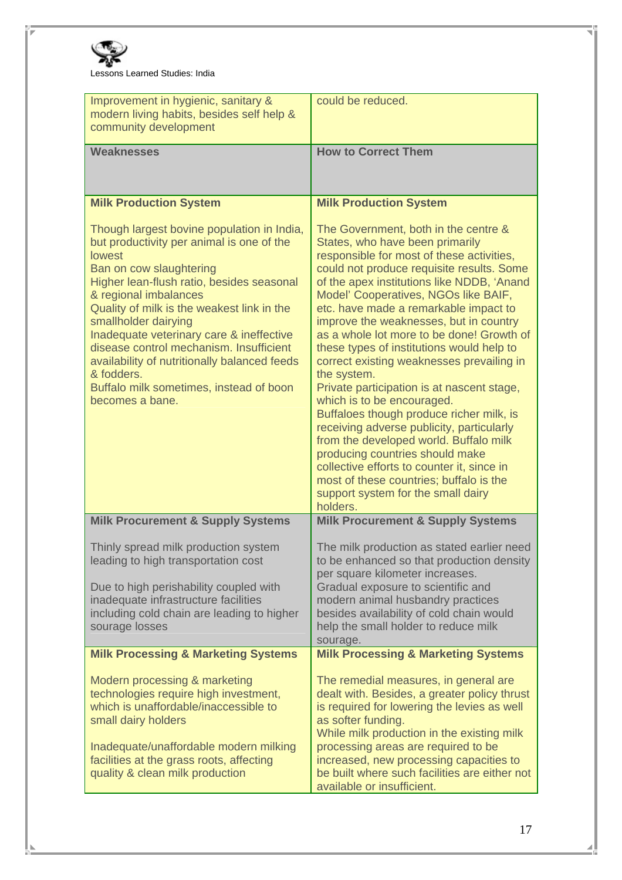| | |
|---|---|
| Improvement in hygienic, sanitary & modern living habits, besides self help & community development | could be reduced. |
| **Weaknesses** | **How to Correct Them** |
| **Milk Production System**<br><br>Though largest bovine population in India, but productivity per animal is one of the lowest<br>Ban on cow slaughtering<br>Higher lean-flush ratio, besides seasonal & regional imbalances<br>Quality of milk is the weakest link in the smallholder dairying<br>Inadequate veterinary care & ineffective disease control mechanism. Insufficient availability of nutritionally balanced feeds & fodders.<br>Buffalo milk sometimes, instead of boon becomes a bane. | **Milk Production System**<br><br>The Government, both in the centre & States, who have been primarily responsible for most of these activities, could not produce requisite results. Some of the apex institutions like NDDB, 'Anand Model' Cooperatives, NGOs like BAIF, etc. have made a remarkable impact to improve the weaknesses, but in country as a whole lot more to be done! Growth of these types of institutions would help to correct existing weaknesses prevailing in the system.<br>Private participation is at nascent stage, which is to be encouraged.<br>Buffaloes though produce richer milk, is receiving adverse publicity, particularly from the developed world. Buffalo milk producing countries should make collective efforts to counter it, since in most of these countries; buffalo is the support system for the small dairy holders. |
| **Milk Procurement & Supply Systems**<br><br>Thinly spread milk production system leading to high transportation cost<br><br>Due to high perishability coupled with inadequate infrastructure facilities including cold chain are leading to higher sourage losses | **Milk Procurement & Supply Systems**<br><br>The milk production as stated earlier need to be enhanced so that production density per square kilometer increases.<br>Gradual exposure to scientific and modern animal husbandry practices besides availability of cold chain would help the small holder to reduce milk sourage. |
| **Milk Processing & Marketing Systems**<br><br>Modern processing & marketing technologies require high investment, which is unaffordable/inaccessible to small dairy holders<br><br>Inadequate/unaffordable modern milking facilities at the grass roots, affecting quality & clean milk production | **Milk Processing & Marketing Systems**<br><br>The remedial measures, in general are dealt with. Besides, a greater policy thrust is required for lowering the levies as well as softer funding.<br>While milk production in the existing milk processing areas are required to be increased, new processing capacities to be built where such facilities are either not available or insufficient. |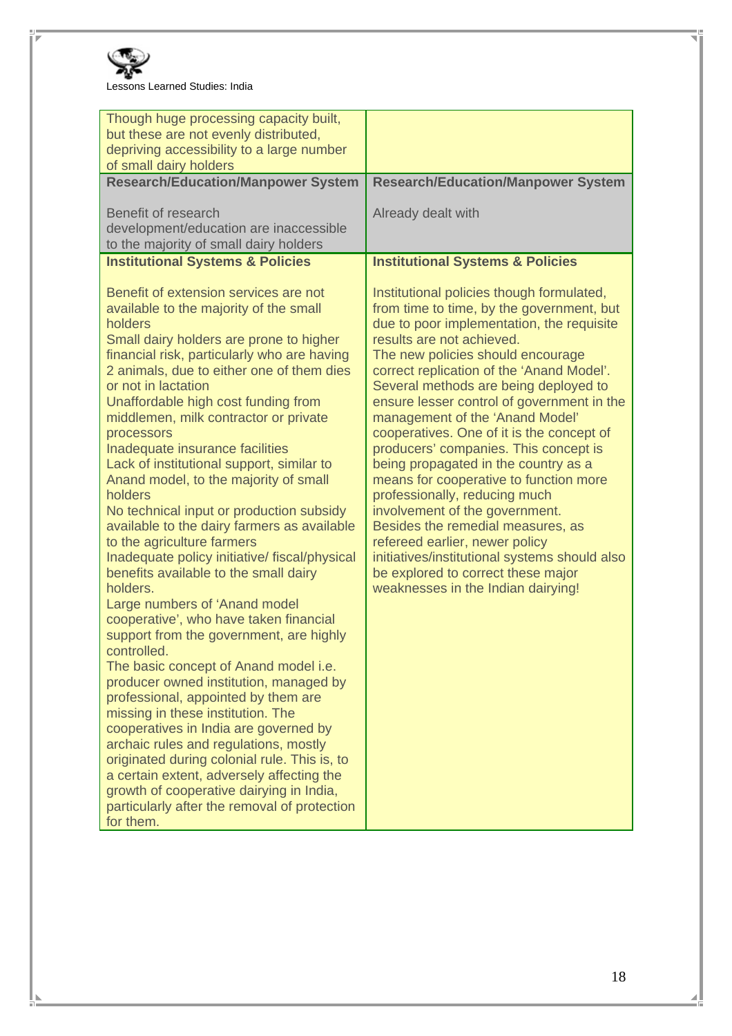| | |
|---|---|
| Though huge processing capacity built, but these are not evenly distributed, depriving accessibility to a large number of small dairy holders | |
| **Research/Education/Manpower System**<br><br>Benefit of research development/education are inaccessible to the majority of small dairy holders | **Research/Education/Manpower System**<br><br>Already dealt with |
| **Institutional Systems & Policies**<br><br>Benefit of extension services are not available to the majority of the small holders<br>Small dairy holders are prone to higher financial risk, particularly who are having 2 animals, due to either one of them dies or not in lactation<br>Unaffordable high cost funding from middlemen, milk contractor or private processors<br>Inadequate insurance facilities<br>Lack of institutional support, similar to Anand model, to the majority of small holders<br>No technical input or production subsidy available to the dairy farmers as available to the agriculture farmers<br>Inadequate policy initiative/ fiscal/physical benefits available to the small dairy holders.<br>Large numbers of 'Anand model cooperative', who have taken financial support from the government, are highly controlled.<br>The basic concept of Anand model i.e. producer owned institution, managed by professional, appointed by them are missing in these institution. The cooperatives in India are governed by archaic rules and regulations, mostly originated during colonial rule. This is, to a certain extent, adversely affecting the growth of cooperative dairying in India, particularly after the removal of protection for them. | **Institutional Systems & Policies**<br><br>Institutional policies though formulated, from time to time, by the government, but due to poor implementation, the requisite results are not achieved.<br>The new policies should encourage correct replication of the 'Anand Model'. Several methods are being deployed to ensure lesser control of government in the management of the 'Anand Model' cooperatives. One of it is the concept of producers' companies. This concept is being propagated in the country as a means for cooperative to function more professionally, reducing much involvement of the government.<br>Besides the remedial measures, as refereed earlier, newer policy initiatives/institutional systems should also be explored to correct these major weaknesses in the Indian dairying! |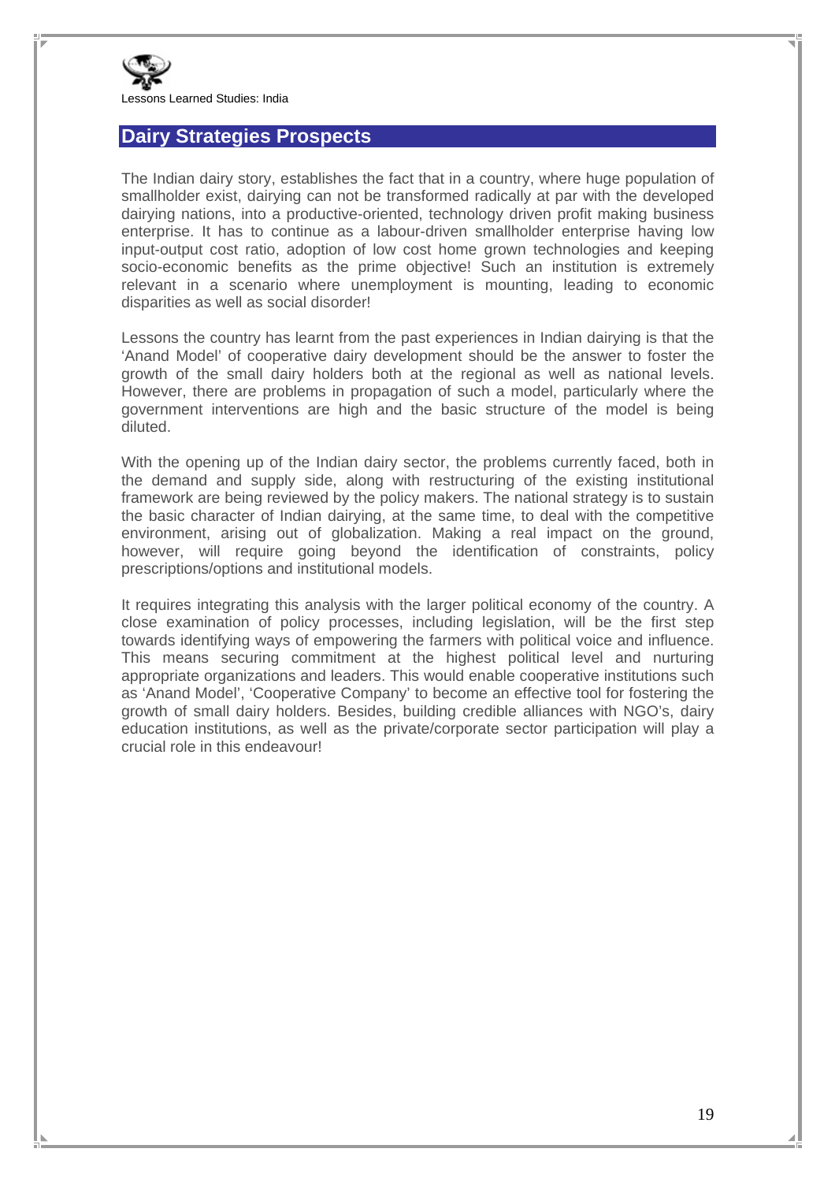## Dairy Strategies Prospects

The Indian dairy story, establishes the fact that in a country, where huge population of smallholder exist, dairying can not be transformed radically at par with the developed dairying nations, into a productive-oriented, technology driven profit making business enterprise. It has to continue as a labour-driven smallholder enterprise having low input-output cost ratio, adoption of low cost home grown technologies and keeping socio-economic benefits as the prime objective! Such an institution is extremely relevant in a scenario where unemployment is mounting, leading to economic disparities as well as social disorder!

Lessons the country has learnt from the past experiences in Indian dairying is that the 'Anand Model' of cooperative dairy development should be the answer to foster the growth of the small dairy holders both at the regional as well as national levels. However, there are problems in propagation of such a model, particularly where the government interventions are high and the basic structure of the model is being diluted.

With the opening up of the Indian dairy sector, the problems currently faced, both in the demand and supply side, along with restructuring of the existing institutional framework are being reviewed by the policy makers. The national strategy is to sustain the basic character of Indian dairying, at the same time, to deal with the competitive environment, arising out of globalization. Making a real impact on the ground, however, will require going beyond the identification of constraints, policy prescriptions/options and institutional models.

It requires integrating this analysis with the larger political economy of the country. A close examination of policy processes, including legislation, will be the first step towards identifying ways of empowering the farmers with political voice and influence. This means securing commitment at the highest political level and nurturing appropriate organizations and leaders. This would enable cooperative institutions such as 'Anand Model', 'Cooperative Company' to become an effective tool for fostering the growth of small dairy holders. Besides, building credible alliances with NGO's, dairy education institutions, as well as the private/corporate sector participation will play a crucial role in this endeavour!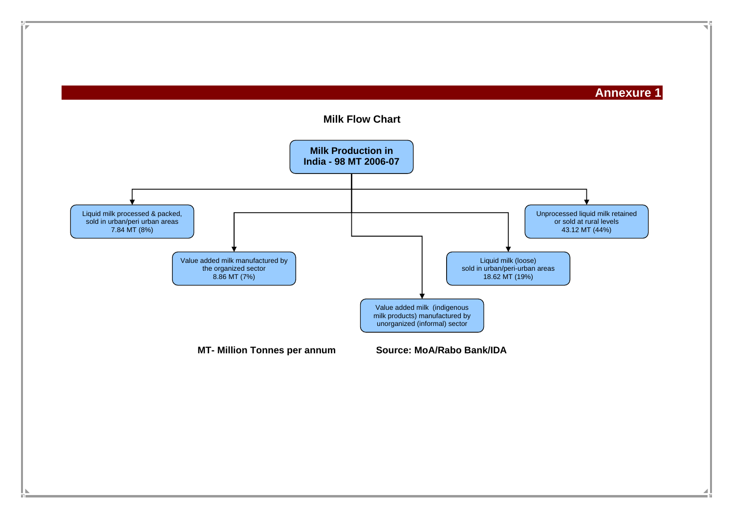# Annexure 1

## Milk Flow Chart

**Milk Production in India - 98 MT 2006-07**

- Liquid milk processed & packed, sold in urban/peri urban areas 7.84 MT (8%)
- Value added milk manufactured by the organized sector 8.86 MT (7%)
- Value added milk (indigenous milk products) manufactured by unorganized (informal) sector
- Liquid milk (loose) sold in urban/peri-urban areas 18.62 MT (19%)
- Unprocessed liquid milk retained or sold at rural levels 43.12 MT (44%)

**MT- Million Tonnes per annum**

**Source: MoA/Rabo Bank/IDA**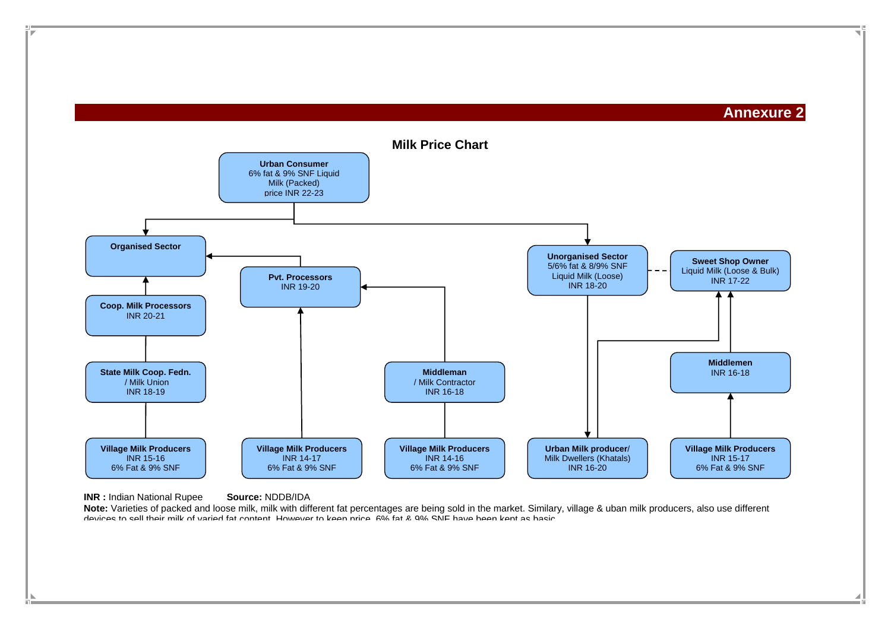## Annexure 2

### Milk Price Chart

**Urban Consumer**
6% fat & 9% SNF Liquid Milk (Packed)
price INR 22-23

**Organised Sector**

**Pvt. Processors**
INR 19-20

**Coop. Milk Processors**
INR 20-21

**State Milk Coop. Fedn.** / Milk Union
INR 18-19

**Middleman** / Milk Contractor
INR 16-18

**Unorganised Sector**
5/6% fat & 8/9% SNF Liquid Milk (Loose)
INR 18-20

**Sweet Shop Owner**
Liquid Milk (Loose & Bulk)
INR 17-22

**Middlemen**
INR 16-18

**Village Milk Producers**
INR 15-16
6% Fat & 9% SNF

**Village Milk Producers**
INR 14-17
6% Fat & 9% SNF

**Village Milk Producers**
INR 14-16
6% Fat & 9% SNF

**Urban Milk producer**/ Milk Dwellers (Khatals)
INR 16-20

**Village Milk Producers**
INR 15-17
6% Fat & 9% SNF

**INR :** Indian National Rupee **Source:** NDDB/IDA

**Note:** Varieties of packed and loose milk, milk with different fat percentages are being sold in the market. Similary, village & uban milk producers, also use different devices to sell their milk of varied fat content. However to keep price, 6% fat & 9% SNF have been kept as basic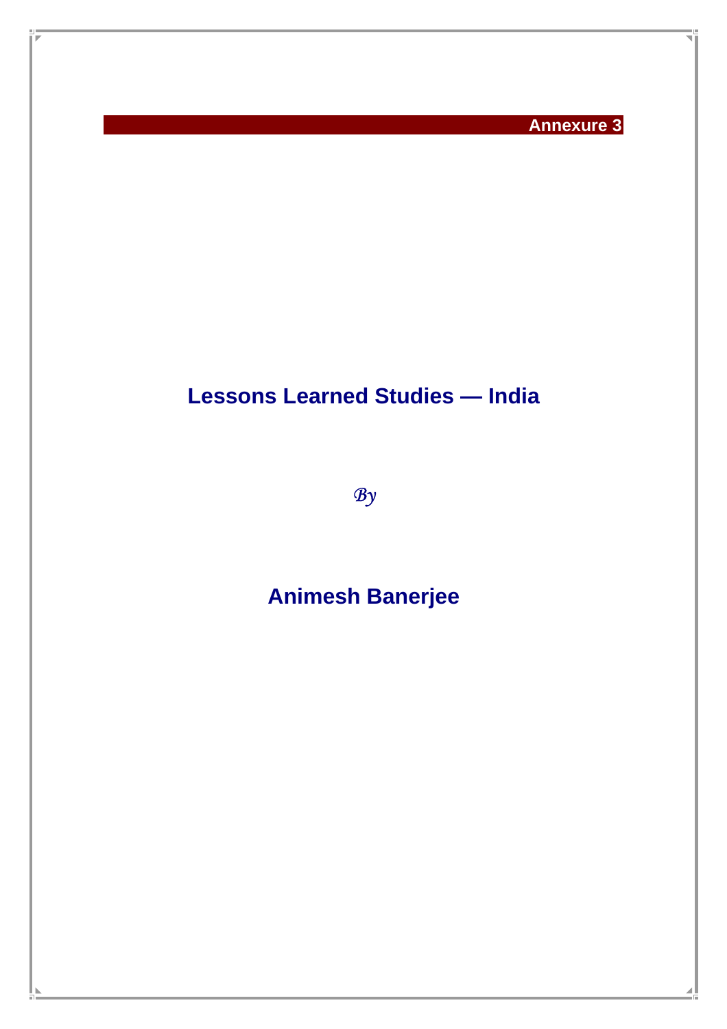**Annexure 3**

# Lessons Learned Studies — India

*By*

## Animesh Banerjee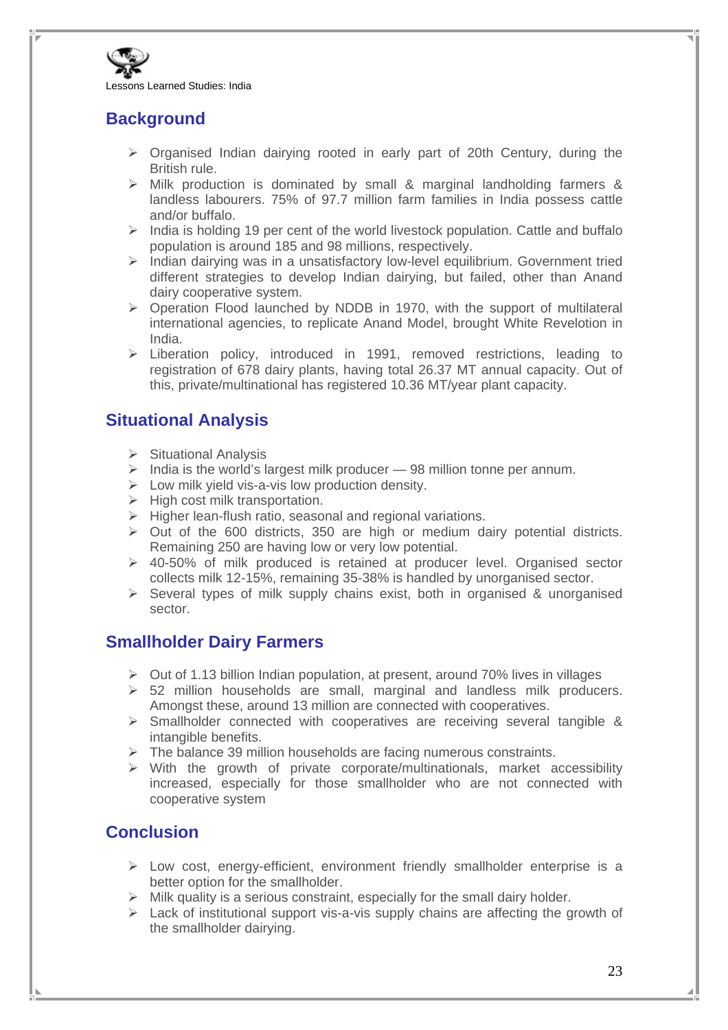## Background

- Organised Indian dairying rooted in early part of 20th Century, during the British rule.
- Milk production is dominated by small & marginal landholding farmers & landless labourers. 75% of 97.7 million farm families in India possess cattle and/or buffalo.
- India is holding 19 per cent of the world livestock population. Cattle and buffalo population is around 185 and 98 millions, respectively.
- Indian dairying was in a unsatisfactory low-level equilibrium. Government tried different strategies to develop Indian dairying, but failed, other than Anand dairy cooperative system.
- Operation Flood launched by NDDB in 1970, with the support of multilateral international agencies, to replicate Anand Model, brought White Revelotion in India.
- Liberation policy, introduced in 1991, removed restrictions, leading to registration of 678 dairy plants, having total 26.37 MT annual capacity. Out of this, private/multinational has registered 10.36 MT/year plant capacity.

## Situational Analysis

- Situational Analysis
- India is the world's largest milk producer — 98 million tonne per annum.
- Low milk yield vis-a-vis low production density.
- High cost milk transportation.
- Higher lean-flush ratio, seasonal and regional variations.
- Out of the 600 districts, 350 are high or medium dairy potential districts. Remaining 250 are having low or very low potential.
- 40-50% of milk produced is retained at producer level. Organised sector collects milk 12-15%, remaining 35-38% is handled by unorganised sector.
- Several types of milk supply chains exist, both in organised & unorganised sector.

## Smallholder Dairy Farmers

- Out of 1.13 billion Indian population, at present, around 70% lives in villages
- 52 million households are small, marginal and landless milk producers. Amongst these, around 13 million are connected with cooperatives.
- Smallholder connected with cooperatives are receiving several tangible & intangible benefits.
- The balance 39 million households are facing numerous constraints.
- With the growth of private corporate/multinationals, market accessibility increased, especially for those smallholder who are not connected with cooperative system

## Conclusion

- Low cost, energy-efficient, environment friendly smallholder enterprise is a better option for the smallholder.
- Milk quality is a serious constraint, especially for the small dairy holder.
- Lack of institutional support vis-a-vis supply chains are affecting the growth of the smallholder dairying.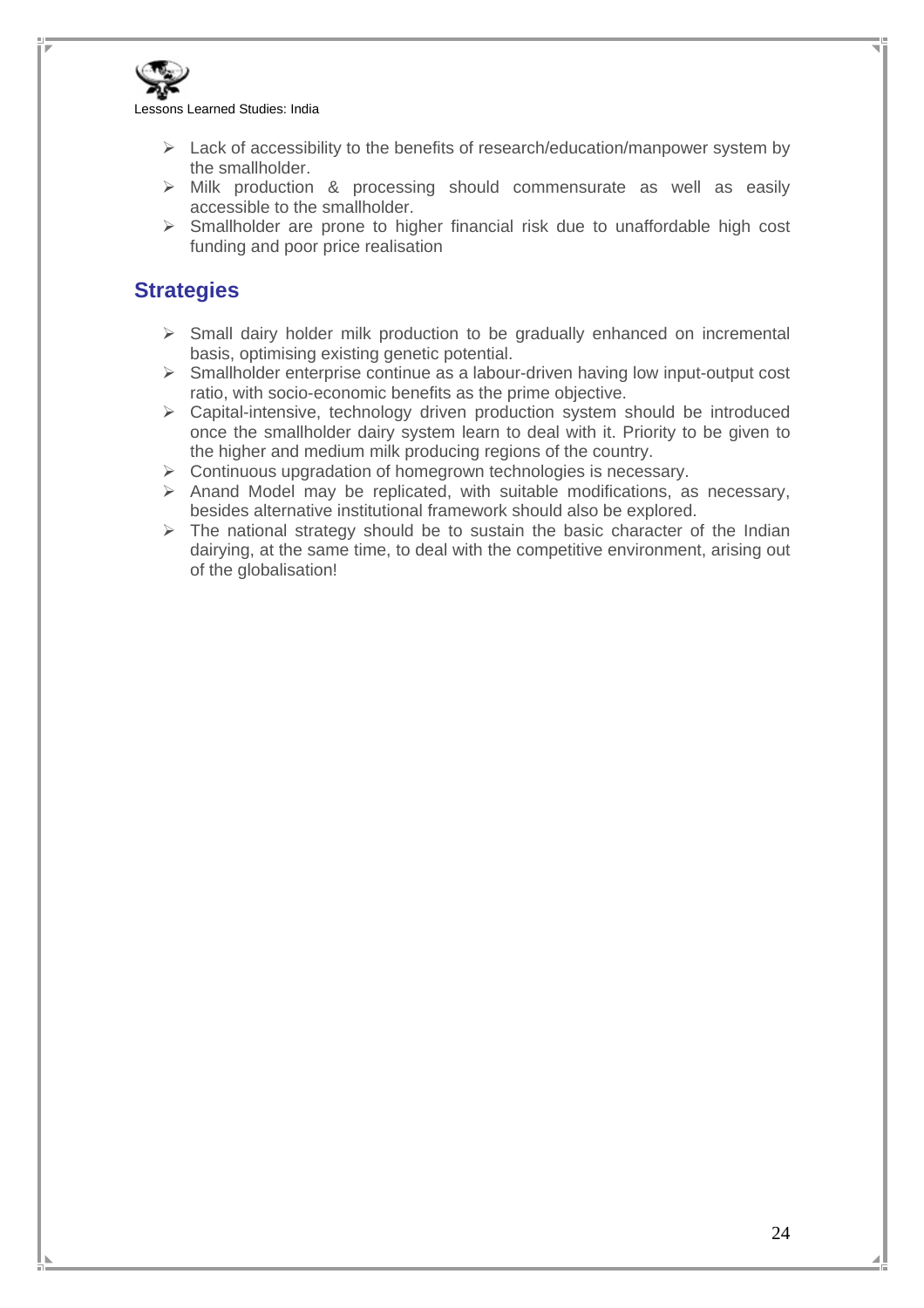- Lack of accessibility to the benefits of research/education/manpower system by the smallholder.
- Milk production & processing should commensurate as well as easily accessible to the smallholder.
- Smallholder are prone to higher financial risk due to unaffordable high cost funding and poor price realisation

## Strategies

- Small dairy holder milk production to be gradually enhanced on incremental basis, optimising existing genetic potential.
- Smallholder enterprise continue as a labour-driven having low input-output cost ratio, with socio-economic benefits as the prime objective.
- Capital-intensive, technology driven production system should be introduced once the smallholder dairy system learn to deal with it. Priority to be given to the higher and medium milk producing regions of the country.
- Continuous upgradation of homegrown technologies is necessary.
- Anand Model may be replicated, with suitable modifications, as necessary, besides alternative institutional framework should also be explored.
- The national strategy should be to sustain the basic character of the Indian dairying, at the same time, to deal with the competitive environment, arising out of the globalisation!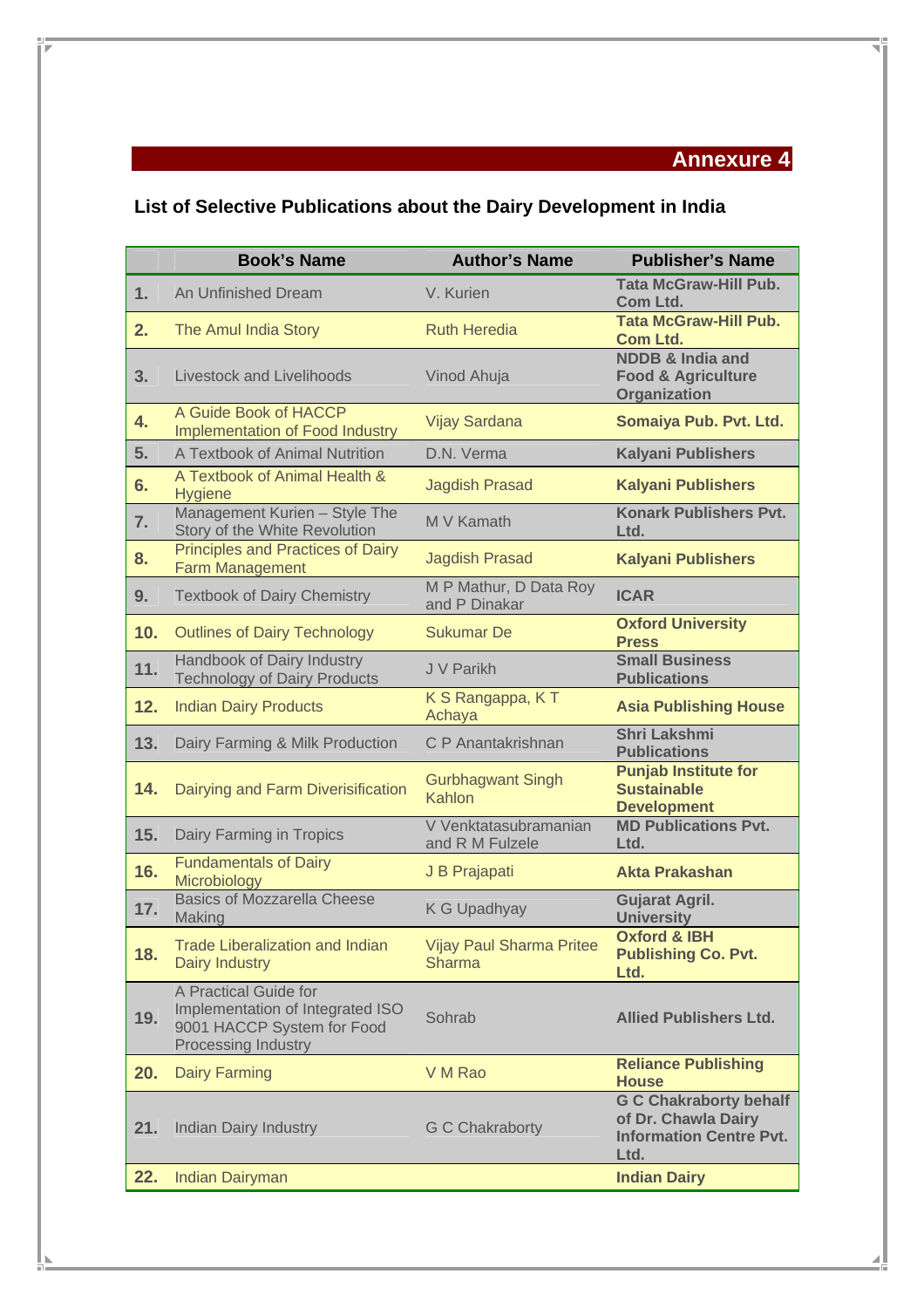## Annexure 4

### List of Selective Publications about the Dairy Development in India

| | Book's Name | Author's Name | Publisher's Name |
|---|---|---|---|
| **1.** | An Unfinished Dream | V. Kurien | **Tata McGraw-Hill Pub. Com Ltd.** |
| **2.** | The Amul India Story | Ruth Heredia | **Tata McGraw-Hill Pub. Com Ltd.** |
| **3.** | Livestock and Livelihoods | Vinod Ahuja | **NDDB & India and Food & Agriculture Organization** |
| **4.** | A Guide Book of HACCP Implementation of Food Industry | Vijay Sardana | **Somaiya Pub. Pvt. Ltd.** |
| **5.** | A Textbook of Animal Nutrition | D.N. Verma | **Kalyani Publishers** |
| **6.** | A Textbook of Animal Health & Hygiene | Jagdish Prasad | **Kalyani Publishers** |
| **7.** | Management Kurien – Style The Story of the White Revolution | M V Kamath | **Konark Publishers Pvt. Ltd.** |
| **8.** | Principles and Practices of Dairy Farm Management | Jagdish Prasad | **Kalyani Publishers** |
| **9.** | Textbook of Dairy Chemistry | M P Mathur, D Data Roy and P Dinakar | **ICAR** |
| **10.** | Outlines of Dairy Technology | Sukumar De | **Oxford University Press** |
| **11.** | Handbook of Dairy Industry Technology of Dairy Products | J V Parikh | **Small Business Publications** |
| **12.** | Indian Dairy Products | K S Rangappa, K T Achaya | **Asia Publishing House** |
| **13.** | Dairy Farming & Milk Production | C P Anantakrishnan | **Shri Lakshmi Publications** |
| **14.** | Dairying and Farm Diverisification | Gurbhagwant Singh Kahlon | **Punjab Institute for Sustainable Development** |
| **15.** | Dairy Farming in Tropics | V Venktatasubramanian and R M Fulzele | **MD Publications Pvt. Ltd.** |
| **16.** | Fundamentals of Dairy Microbiology | J B Prajapati | **Akta Prakashan** |
| **17.** | Basics of Mozzarella Cheese Making | K G Upadhyay | **Gujarat Agril. University** |
| **18.** | Trade Liberalization and Indian Dairy Industry | Vijay Paul Sharma Pritee Sharma | **Oxford & IBH Publishing Co. Pvt. Ltd.** |
| **19.** | A Practical Guide for Implementation of Integrated ISO 9001 HACCP System for Food Processing Industry | Sohrab | **Allied Publishers Ltd.** |
| **20.** | Dairy Farming | V M Rao | **Reliance Publishing House** |
| **21.** | Indian Dairy Industry | G C Chakraborty | **G C Chakraborty behalf of Dr. Chawla Dairy Information Centre Pvt. Ltd.** |
| **22.** | Indian Dairyman | | **Indian Dairy** |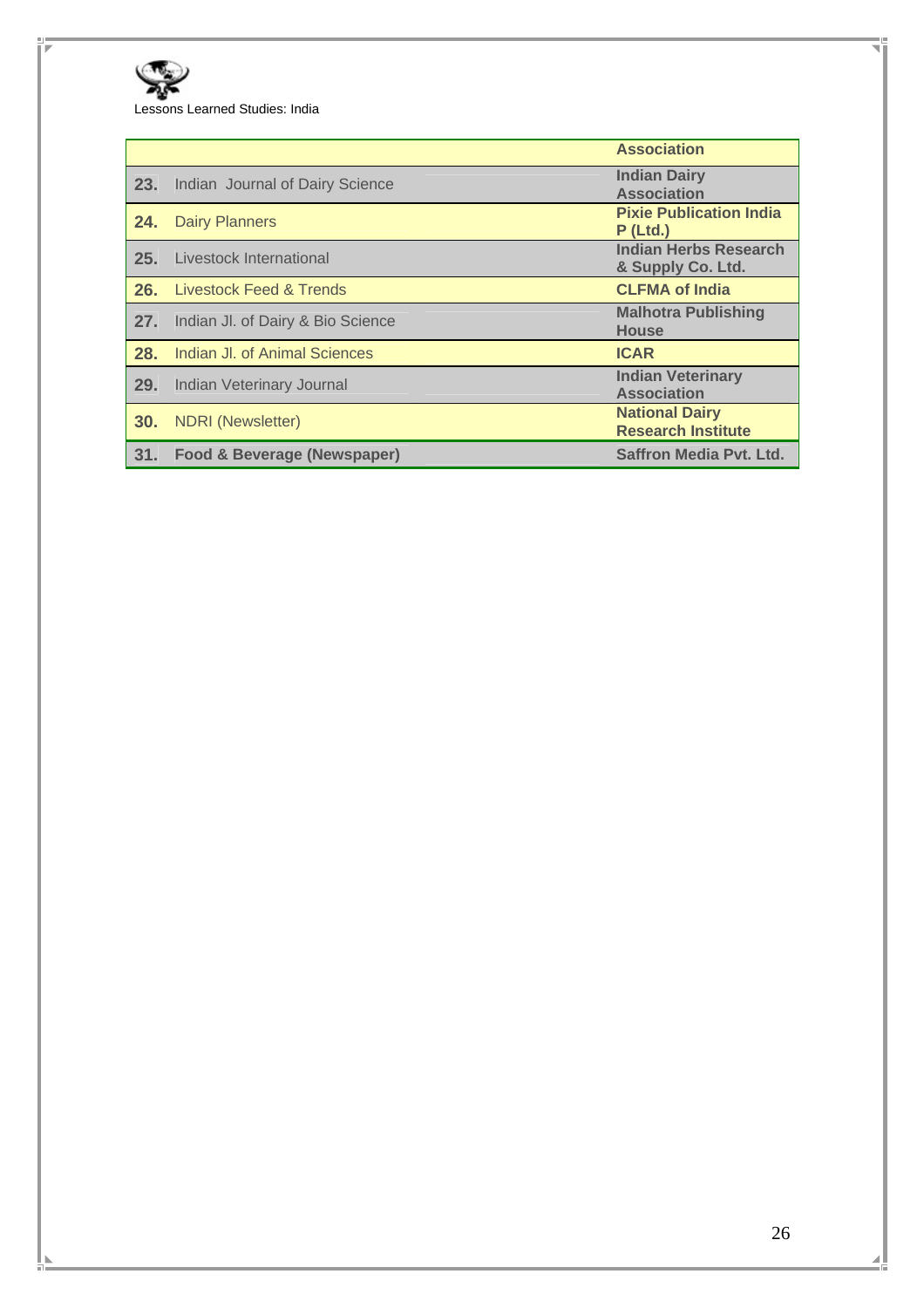| | | |
|---|---|---|
| | | **Association** |
| **23.** | Indian Journal of Dairy Science | **Indian Dairy Association** |
| **24.** | Dairy Planners | **Pixie Publication India P (Ltd.)** |
| **25.** | Livestock International | **Indian Herbs Research & Supply Co. Ltd.** |
| **26.** | Livestock Feed & Trends | **CLFMA of India** |
| **27.** | Indian Jl. of Dairy & Bio Science | **Malhotra Publishing House** |
| **28.** | Indian Jl. of Animal Sciences | **ICAR** |
| **29.** | Indian Veterinary Journal | **Indian Veterinary Association** |
| **30.** | NDRI (Newsletter) | **National Dairy Research Institute** |
| **31.** | **Food & Beverage (Newspaper)** | **Saffron Media Pvt. Ltd.** |